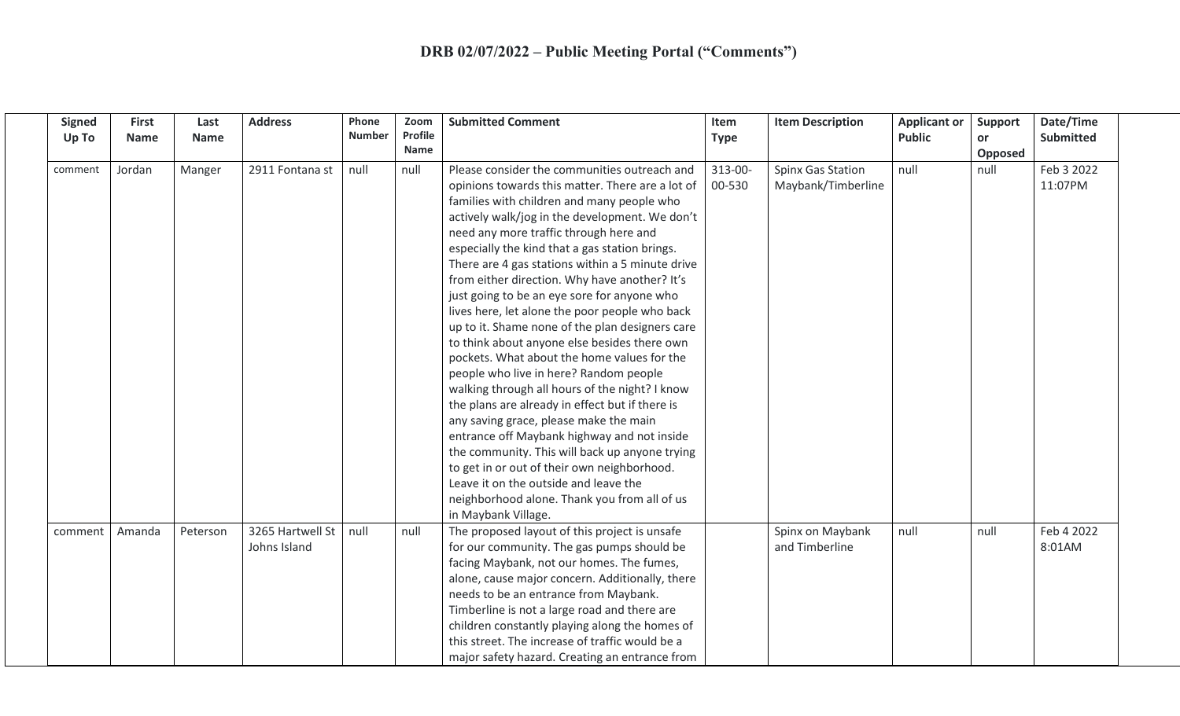# DRB 02/07/2022 – Public Meeting Portal ("Comments")

| Signed Up To | First Name | Last Name | Address | Phone Number | Zoom Profile Name | Submitted Comment | Item Type | Item Description | Applicant or Public | Support or Opposed | Date/Time Submitted |
|---|---|---|---|---|---|---|---|---|---|---|---|
| comment | Jordan | Manger | 2911 Fontana st | null | null | Please consider the communities outreach and opinions towards this matter. There are a lot of families with children and many people who actively walk/jog in the development. We don't need any more traffic through here and especially the kind that a gas station brings. There are 4 gas stations within a 5 minute drive from either direction. Why have another? It's just going to be an eye sore for anyone who lives here, let alone the poor people who back up to it. Shame none of the plan designers care to think about anyone else besides there own pockets. What about the home values for the people who live in here? Random people walking through all hours of the night? I know the plans are already in effect but if there is any saving grace, please make the main entrance off Maybank highway and not inside the community. This will back up anyone trying to get in or out of their own neighborhood. Leave it on the outside and leave the neighborhood alone. Thank you from all of us in Maybank Village. | 313-00-00-530 | Spinx Gas Station Maybank/Timberline | null | null | Feb 3 2022 11:07PM |
| comment | Amanda | Peterson | 3265 Hartwell St Johns Island | null | null | The proposed layout of this project is unsafe for our community. The gas pumps should be facing Maybank, not our homes. The fumes, alone, cause major concern. Additionally, there needs to be an entrance from Maybank. Timberline is not a large road and there are children constantly playing along the homes of this street. The increase of traffic would be a major safety hazard. Creating an entrance from | | Spinx on Maybank and Timberline | null | null | Feb 4 2022 8:01AM |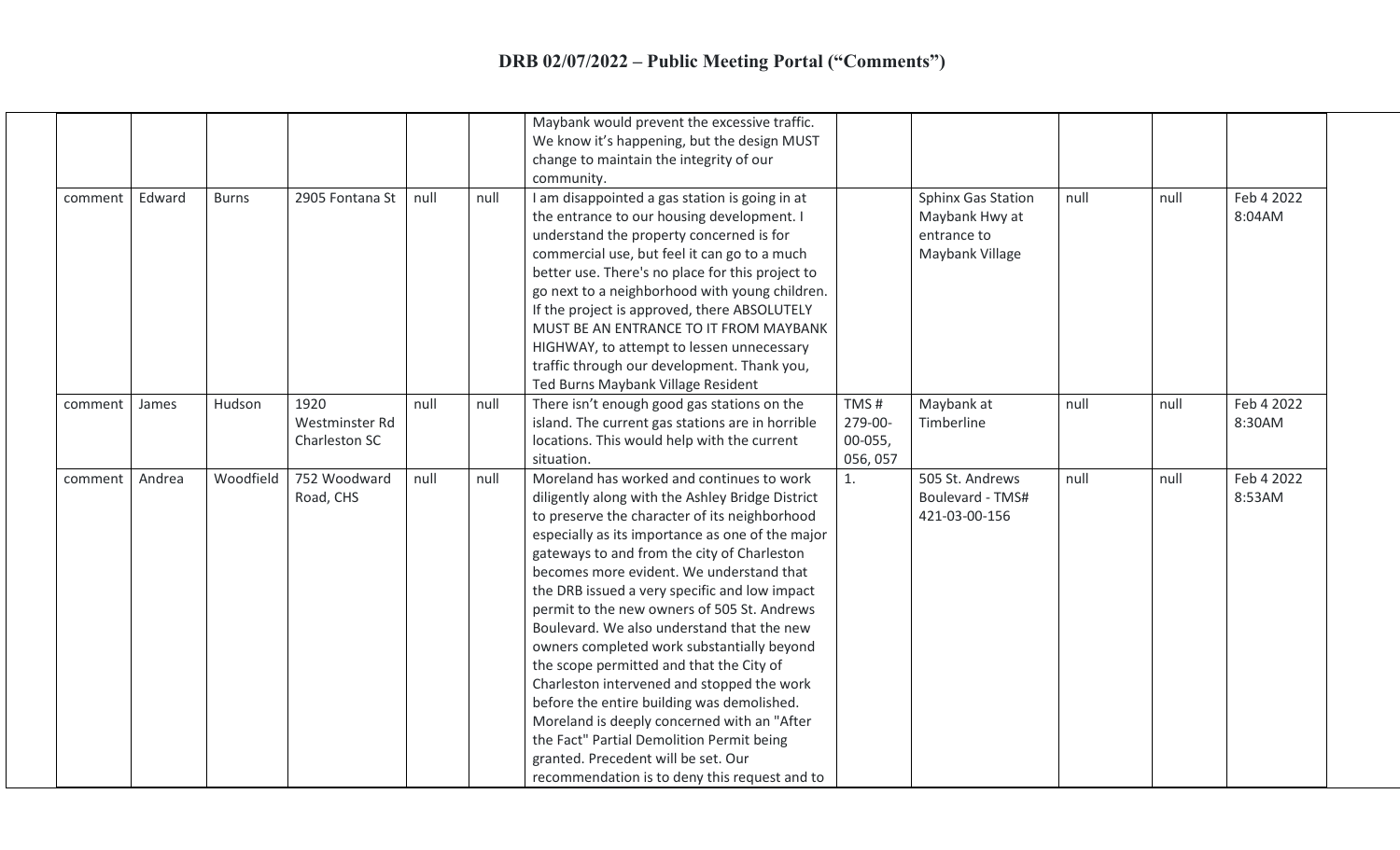# DRB 02/07/2022 – Public Meeting Portal ("Comments")

| | | | | | | | | | | | |
|---|---|---|---|---|---|---|---|---|---|---|---|
| | | | | | | Maybank would prevent the excessive traffic. We know it's happening, but the design MUST change to maintain the integrity of our community. | | | | | |
| comment | Edward | Burns | 2905 Fontana St | null | null | I am disappointed a gas station is going in at the entrance to our housing development. I understand the property concerned is for commercial use, but feel it can go to a much better use. There's no place for this project to go next to a neighborhood with young children. If the project is approved, there ABSOLUTELY MUST BE AN ENTRANCE TO IT FROM MAYBANK HIGHWAY, to attempt to lessen unnecessary traffic through our development. Thank you, Ted Burns Maybank Village Resident | | Sphinx Gas Station Maybank Hwy at entrance to Maybank Village | null | null | Feb 4 2022 8:04AM |
| comment | James | Hudson | 1920 Westminster Rd Charleston SC | null | null | There isn't enough good gas stations on the island. The current gas stations are in horrible locations. This would help with the current situation. | TMS # 279-00-00-055, 056, 057 | Maybank at Timberline | null | null | Feb 4 2022 8:30AM |
| comment | Andrea | Woodfield | 752 Woodward Road, CHS | null | null | Moreland has worked and continues to work diligently along with the Ashley Bridge District to preserve the character of its neighborhood especially as its importance as one of the major gateways to and from the city of Charleston becomes more evident. We understand that the DRB issued a very specific and low impact permit to the new owners of 505 St. Andrews Boulevard. We also understand that the new owners completed work substantially beyond the scope permitted and that the City of Charleston intervened and stopped the work before the entire building was demolished. Moreland is deeply concerned with an "After the Fact" Partial Demolition Permit being granted. Precedent will be set. Our recommendation is to deny this request and to | 1. | 505 St. Andrews Boulevard - TMS# 421-03-00-156 | null | null | Feb 4 2022 8:53AM |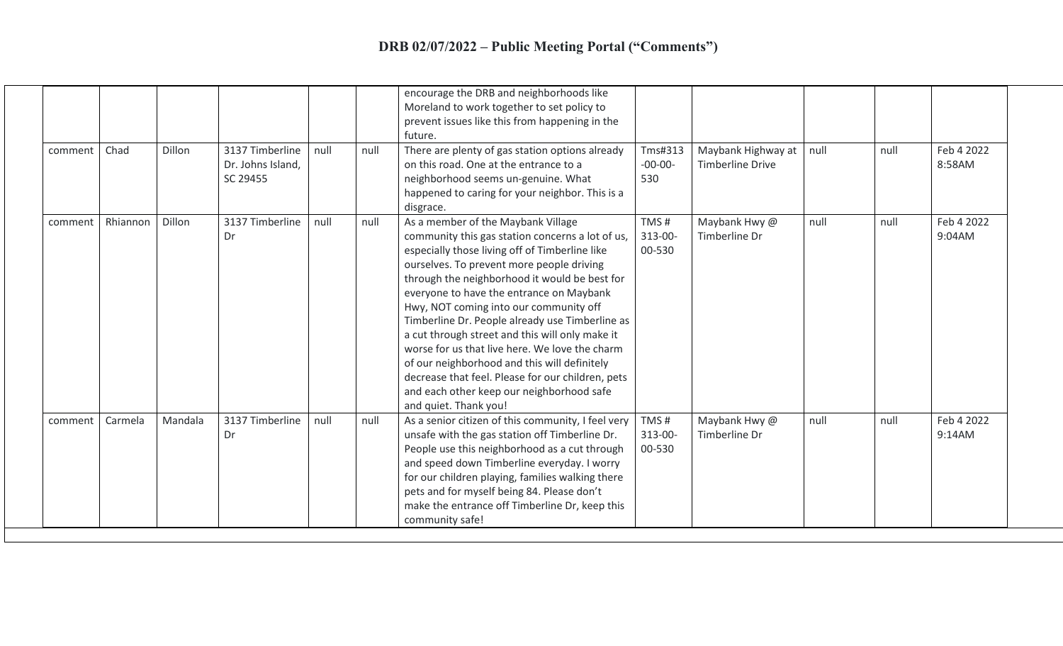# DRB 02/07/2022 – Public Meeting Portal ("Comments")

| | | | | | | | | | | | |
|---|---|---|---|---|---|---|---|---|---|---|---|
| | | | | | | encourage the DRB and neighborhoods like Moreland to work together to set policy to prevent issues like this from happening in the future. | | | | | |
| comment | Chad | Dillon | 3137 Timberline Dr. Johns Island, SC 29455 | null | null | There are plenty of gas station options already on this road. One at the entrance to a neighborhood seems un-genuine. What happened to caring for your neighbor. This is a disgrace. | Tms#313-00-00-530 | Maybank Highway at Timberline Drive | null | null | Feb 4 2022 8:58AM |
| comment | Rhiannon | Dillon | 3137 Timberline Dr | null | null | As a member of the Maybank Village community this gas station concerns a lot of us, especially those living off of Timberline like ourselves. To prevent more people driving through the neighborhood it would be best for everyone to have the entrance on Maybank Hwy, NOT coming into our community off Timberline Dr. People already use Timberline as a cut through street and this will only make it worse for us that live here. We love the charm of our neighborhood and this will definitely decrease that feel. Please for our children, pets and each other keep our neighborhood safe and quiet. Thank you! | TMS # 313-00-00-530 | Maybank Hwy @ Timberline Dr | null | null | Feb 4 2022 9:04AM |
| comment | Carmela | Mandala | 3137 Timberline Dr | null | null | As a senior citizen of this community, I feel very unsafe with the gas station off Timberline Dr. People use this neighborhood as a cut through and speed down Timberline everyday. I worry for our children playing, families walking there pets and for myself being 84. Please don't make the entrance off Timberline Dr, keep this community safe! | TMS # 313-00-00-530 | Maybank Hwy @ Timberline Dr | null | null | Feb 4 2022 9:14AM |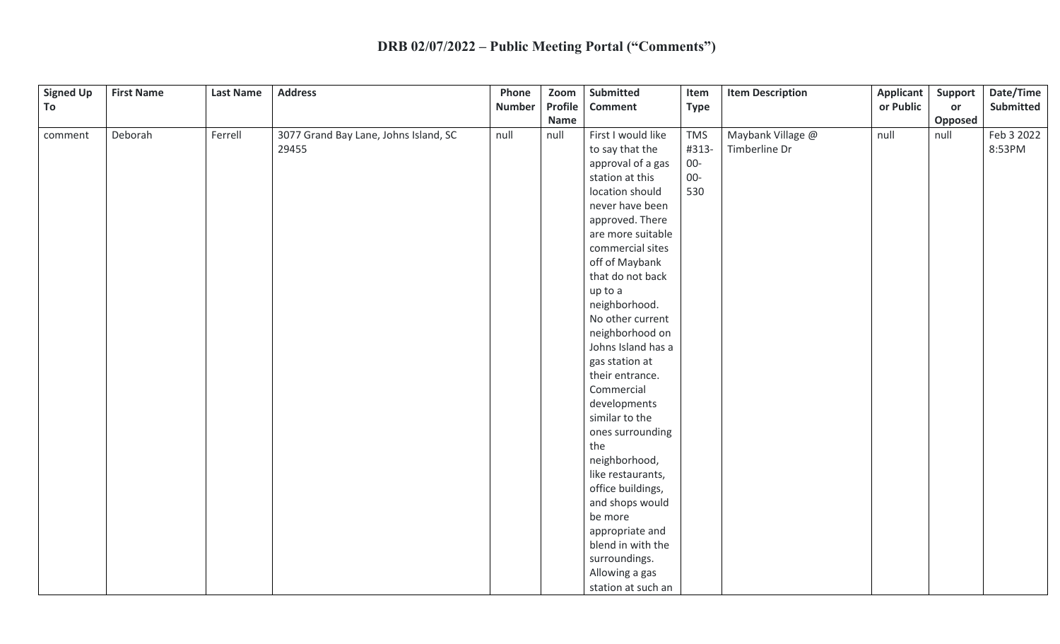# DRB 02/07/2022 – Public Meeting Portal ("Comments")

| Signed Up To | First Name | Last Name | Address | Phone Number | Zoom Profile Name | Submitted Comment | Item Type | Item Description | Applicant or Public | Support or Opposed | Date/Time Submitted |
|---|---|---|---|---|---|---|---|---|---|---|---|
| comment | Deborah | Ferrell | 3077 Grand Bay Lane, Johns Island, SC 29455 | null | null | First I would like to say that the approval of a gas station at this location should never have been approved. There are more suitable commercial sites off of Maybank that do not back up to a neighborhood. No other current neighborhood on Johns Island has a gas station at their entrance. Commercial developments similar to the ones surrounding the neighborhood, like restaurants, office buildings, and shops would be more appropriate and blend in with the surroundings. Allowing a gas station at such an | TMS #313-00-00-530 | Maybank Village @ Timberline Dr | null | null | Feb 3 2022 8:53PM |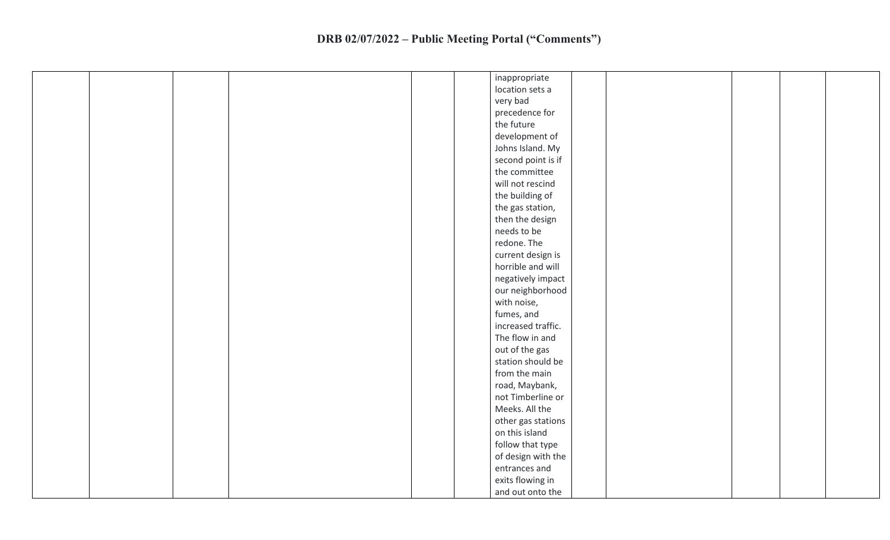# DRB 02/07/2022 – Public Meeting Portal ("Comments")

| | | | | | | | | | | | |
|---|---|---|---|---|---|---|---|---|---|---|---|
| | | | | | | inappropriate location sets a very bad precedence for the future development of Johns Island. My second point is if the committee will not rescind the building of the gas station, then the design needs to be redone. The current design is horrible and will negatively impact our neighborhood with noise, fumes, and increased traffic. The flow in and out of the gas station should be from the main road, Maybank, not Timberline or Meeks. All the other gas stations on this island follow that type of design with the entrances and exits flowing in and out onto the | | | | | |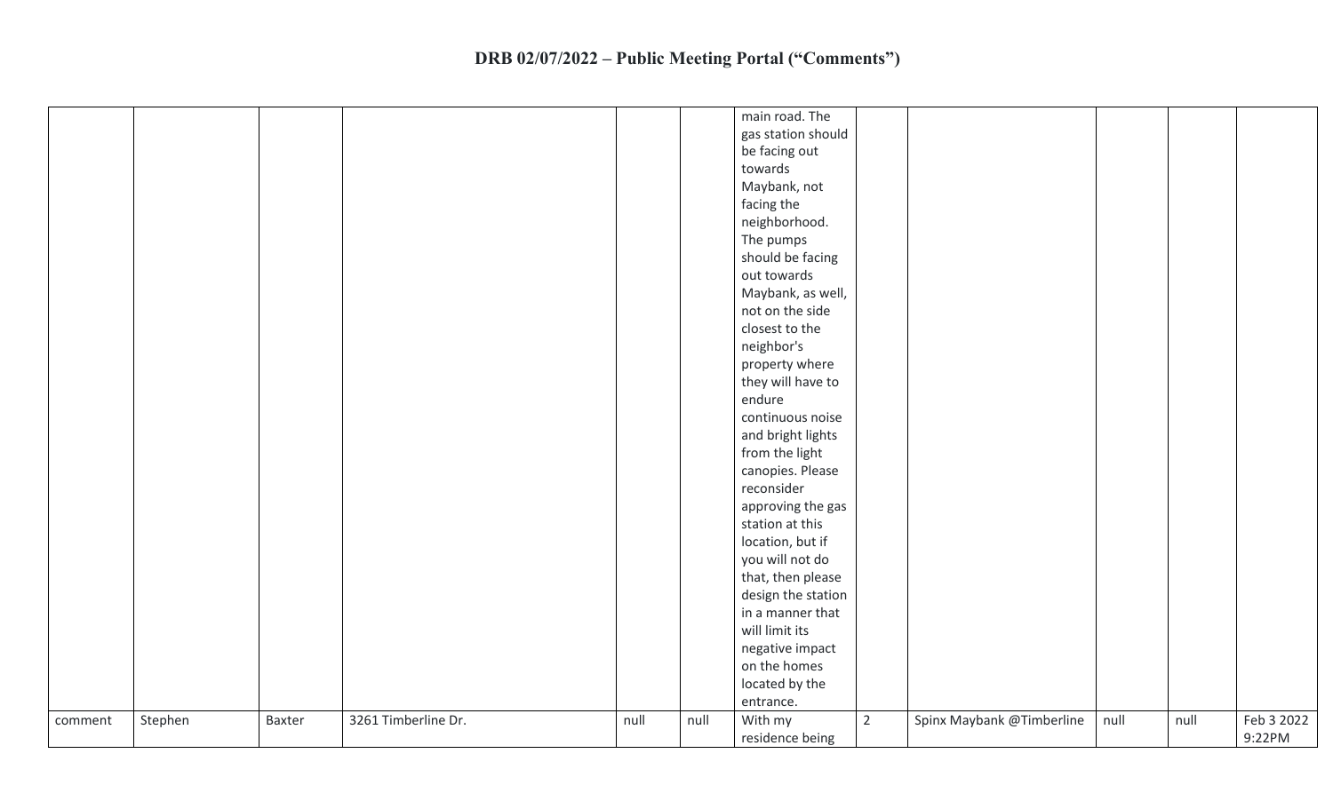# DRB 02/07/2022 – Public Meeting Portal ("Comments")

| | | | | | | | | | | | |
|---|---|---|---|---|---|---|---|---|---|---|---|
| | | | | | | main road. The gas station should be facing out towards Maybank, not facing the neighborhood. The pumps should be facing out towards Maybank, as well, not on the side closest to the neighbor's property where they will have to endure continuous noise and bright lights from the light canopies. Please reconsider approving the gas station at this location, but if you will not do that, then please design the station in a manner that will limit its negative impact on the homes located by the entrance. | | | | | |
| comment | Stephen | Baxter | 3261 Timberline Dr. | null | null | With my residence being | 2 | Spinx Maybank @Timberline | null | null | Feb 3 2022 9:22PM |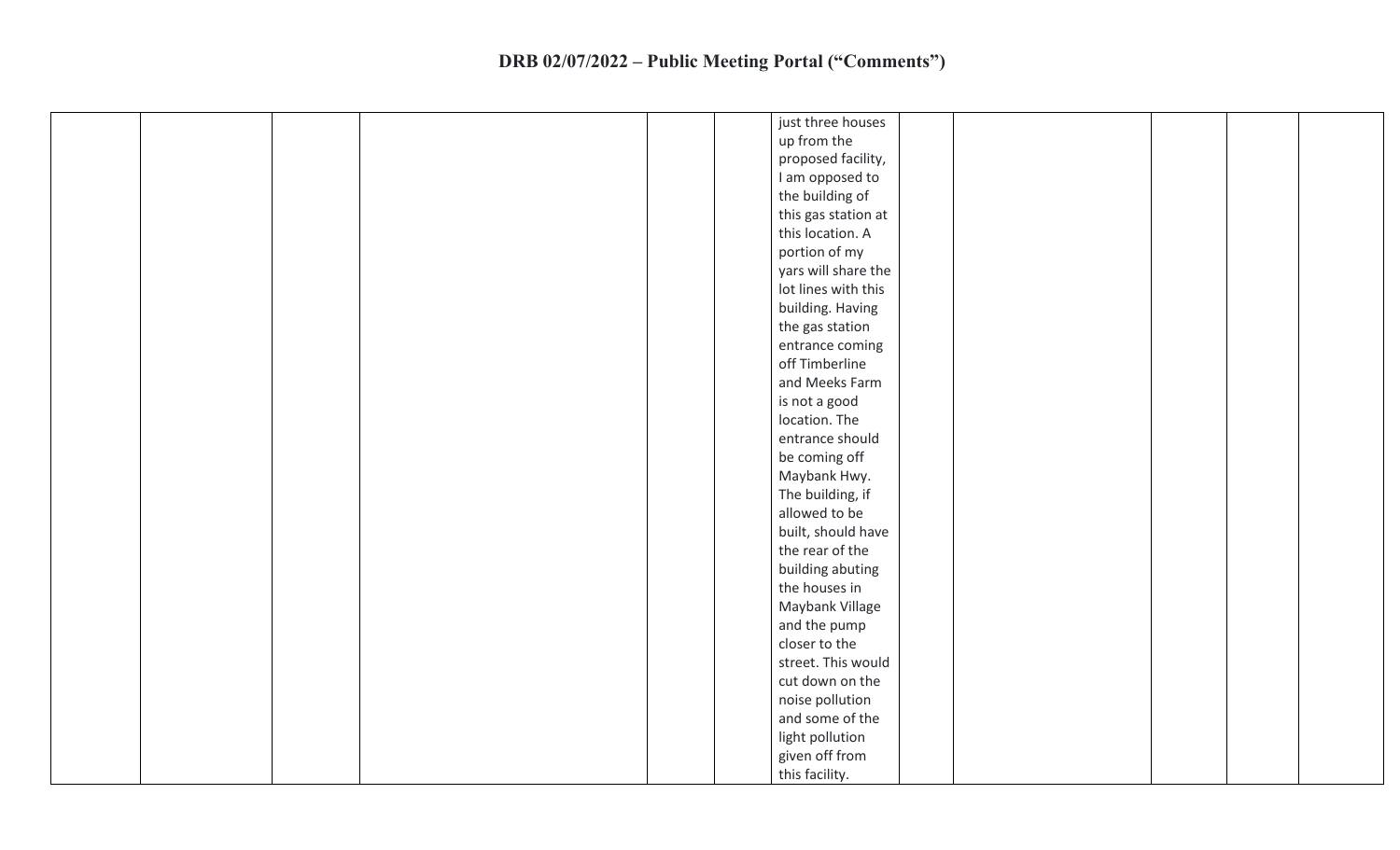# DRB 02/07/2022 – Public Meeting Portal ("Comments")

| | | | | | | | | | | | |
|---|---|---|---|---|---|---|---|---|---|---|---|
| | | | | | | just three houses up from the proposed facility, I am opposed to the building of this gas station at this location. A portion of my yars will share the lot lines with this building. Having the gas station entrance coming off Timberline and Meeks Farm is not a good location. The entrance should be coming off Maybank Hwy. The building, if allowed to be built, should have the rear of the building abuting the houses in Maybank Village and the pump closer to the street. This would cut down on the noise pollution and some of the light pollution given off from this facility. | | | | | |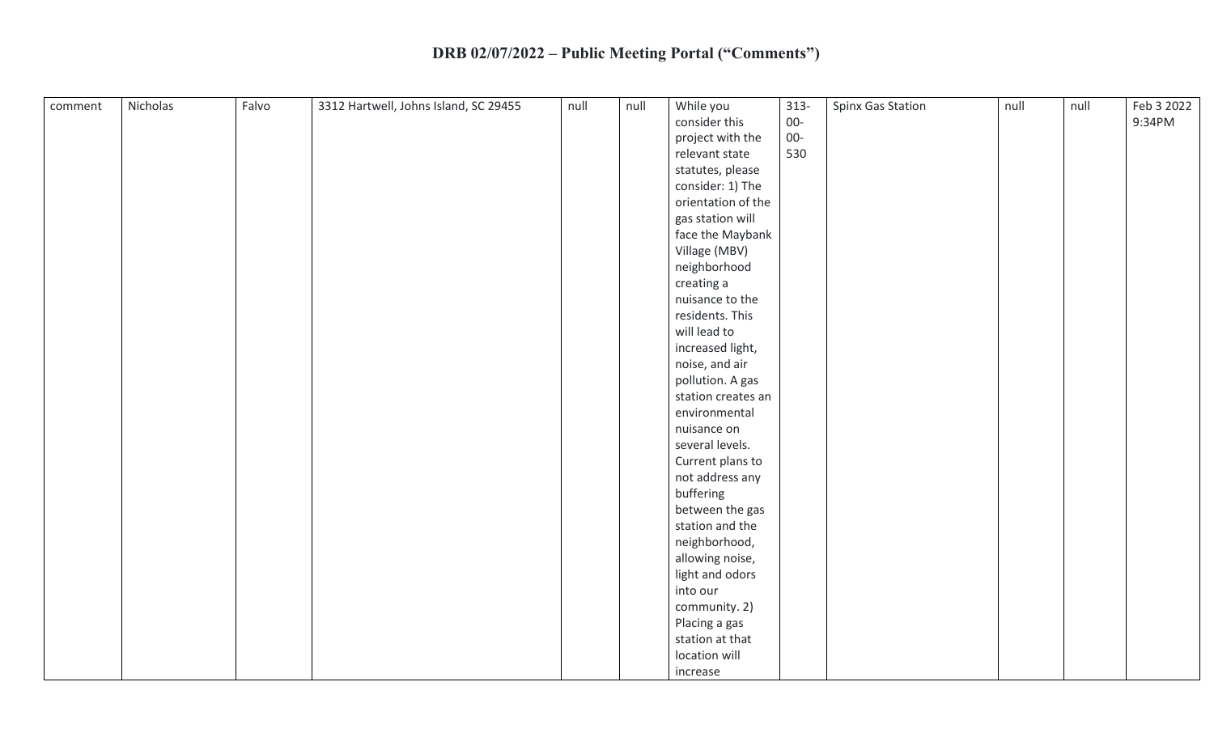# DRB 02/07/2022 – Public Meeting Portal ("Comments")

| | | | | | | | | | | | |
|---|---|---|---|---|---|---|---|---|---|---|---|
| comment | Nicholas | Falvo | 3312 Hartwell, Johns Island, SC 29455 | null | null | While you consider this project with the relevant state statutes, please consider: 1) The orientation of the gas station will face the Maybank Village (MBV) neighborhood creating a nuisance to the residents. This will lead to increased light, noise, and air pollution. A gas station creates an environmental nuisance on several levels. Current plans to not address any buffering between the gas station and the neighborhood, allowing noise, light and odors into our community. 2) Placing a gas station at that location will increase | 313-00-00-530 | Spinx Gas Station | null | null | Feb 3 2022 9:34PM |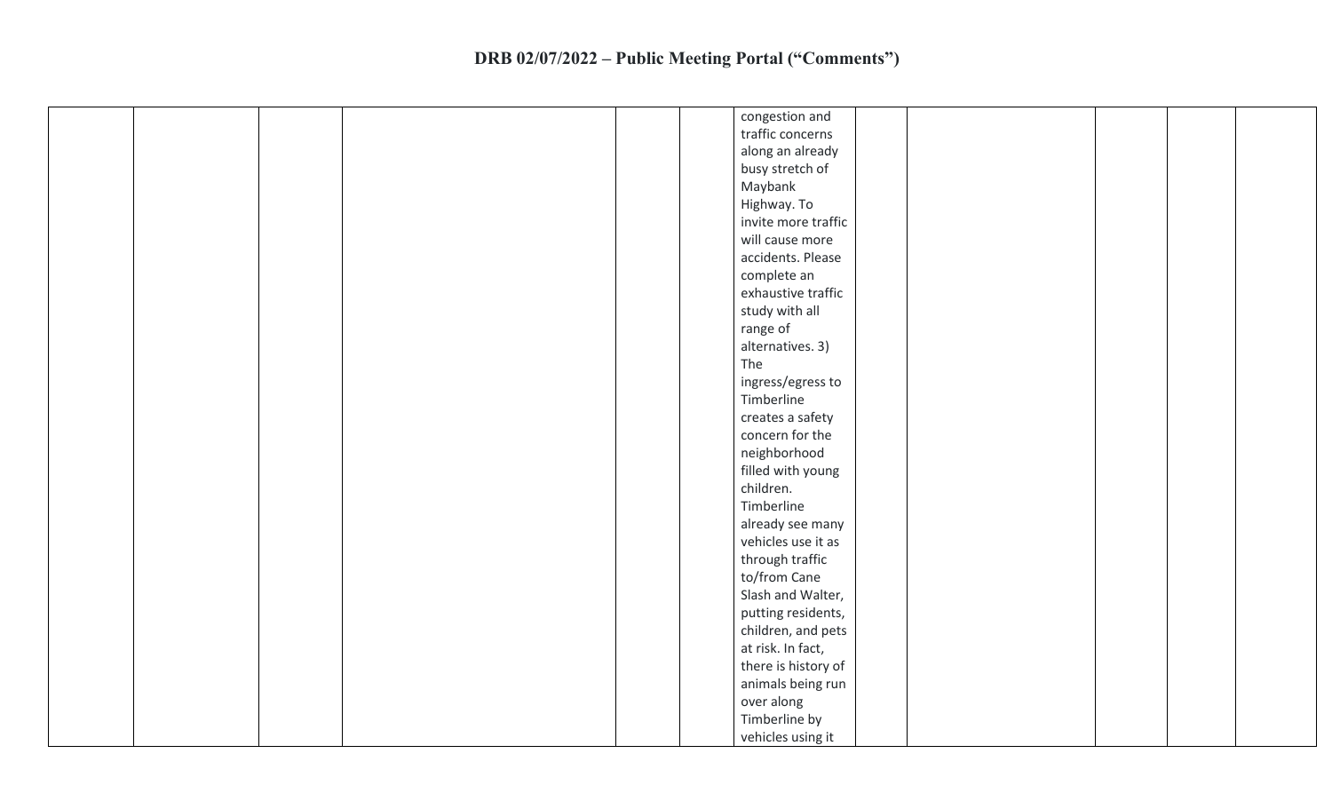# DRB 02/07/2022 – Public Meeting Portal ("Comments")

| | | | | | | | | | | | |
|---|---|---|---|---|---|---|---|---|---|---|---|
| | | | | | | congestion and traffic concerns along an already busy stretch of Maybank Highway. To invite more traffic will cause more accidents. Please complete an exhaustive traffic study with all range of alternatives. 3) The ingress/egress to Timberline creates a safety concern for the neighborhood filled with young children. Timberline already see many vehicles use it as through traffic to/from Cane Slash and Walter, putting residents, children, and pets at risk. In fact, there is history of animals being run over along Timberline by vehicles using it | | | | | |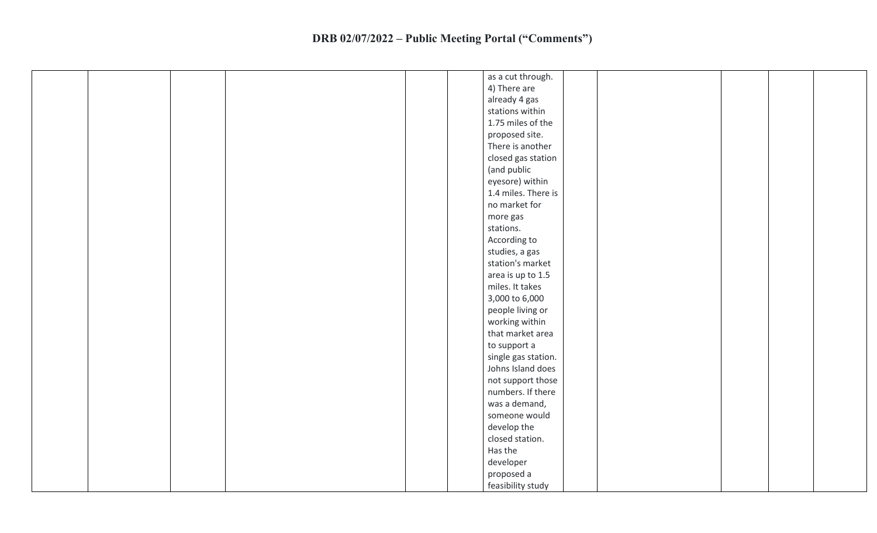# DRB 02/07/2022 – Public Meeting Portal ("Comments")

| | | | | | | | | | | | |
|---|---|---|---|---|---|---|---|---|---|---|---|
| | | | | | | as a cut through. 4) There are already 4 gas stations within 1.75 miles of the proposed site. There is another closed gas station (and public eyesore) within 1.4 miles. There is no market for more gas stations. According to studies, a gas station's market area is up to 1.5 miles. It takes 3,000 to 6,000 people living or working within that market area to support a single gas station. Johns Island does not support those numbers. If there was a demand, someone would develop the closed station. Has the developer proposed a feasibility study | | | | | |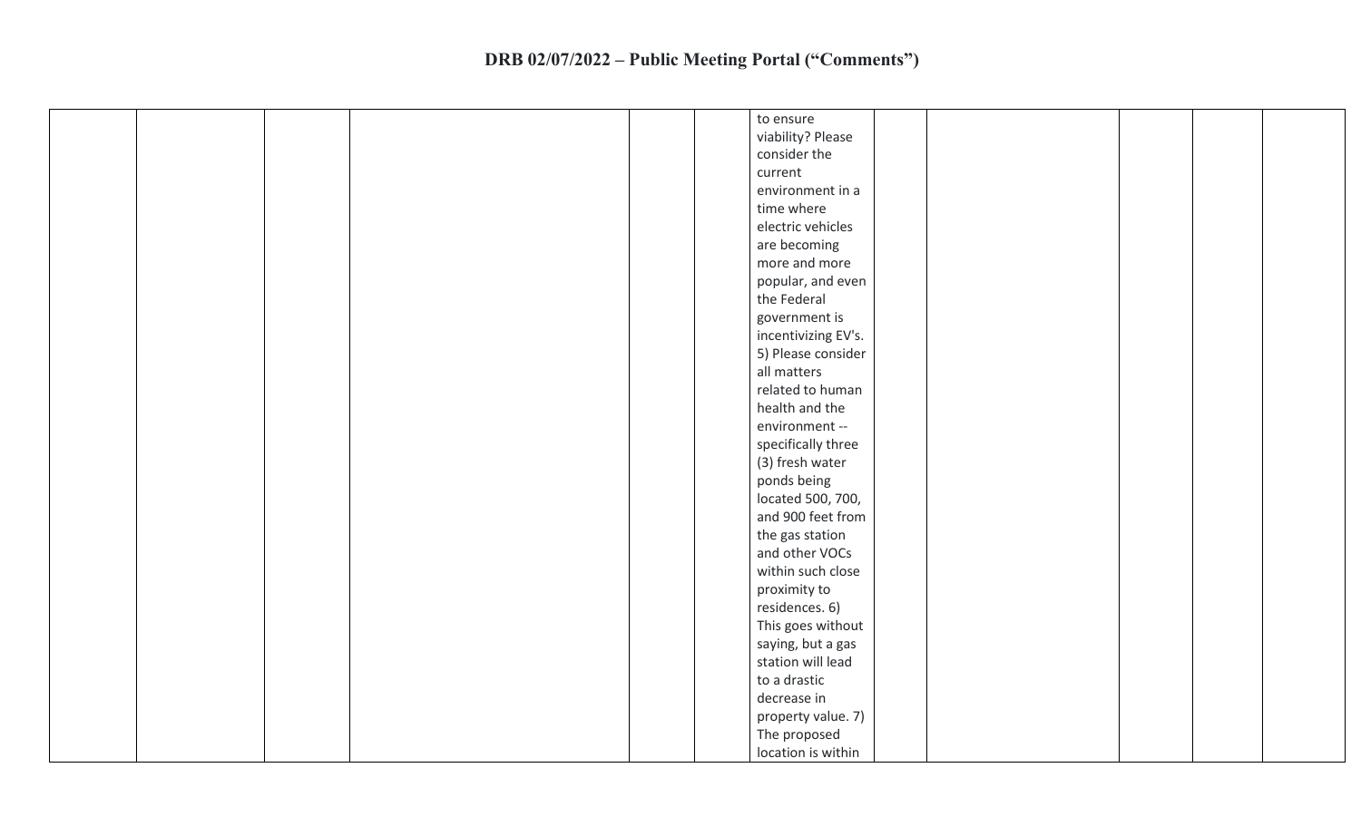| | | | | | | | | | | | |
|---|---|---|---|---|---|---|---|---|---|---|---|
| | | | | | | to ensure viability? Please consider the current environment in a time where electric vehicles are becoming more and more popular, and even the Federal government is incentivizing EV's. 5) Please consider all matters related to human health and the environment -- specifically three (3) fresh water ponds being located 500, 700, and 900 feet from the gas station and other VOCs within such close proximity to residences. 6) This goes without saying, but a gas station will lead to a drastic decrease in property value. 7) The proposed location is within | | | | | |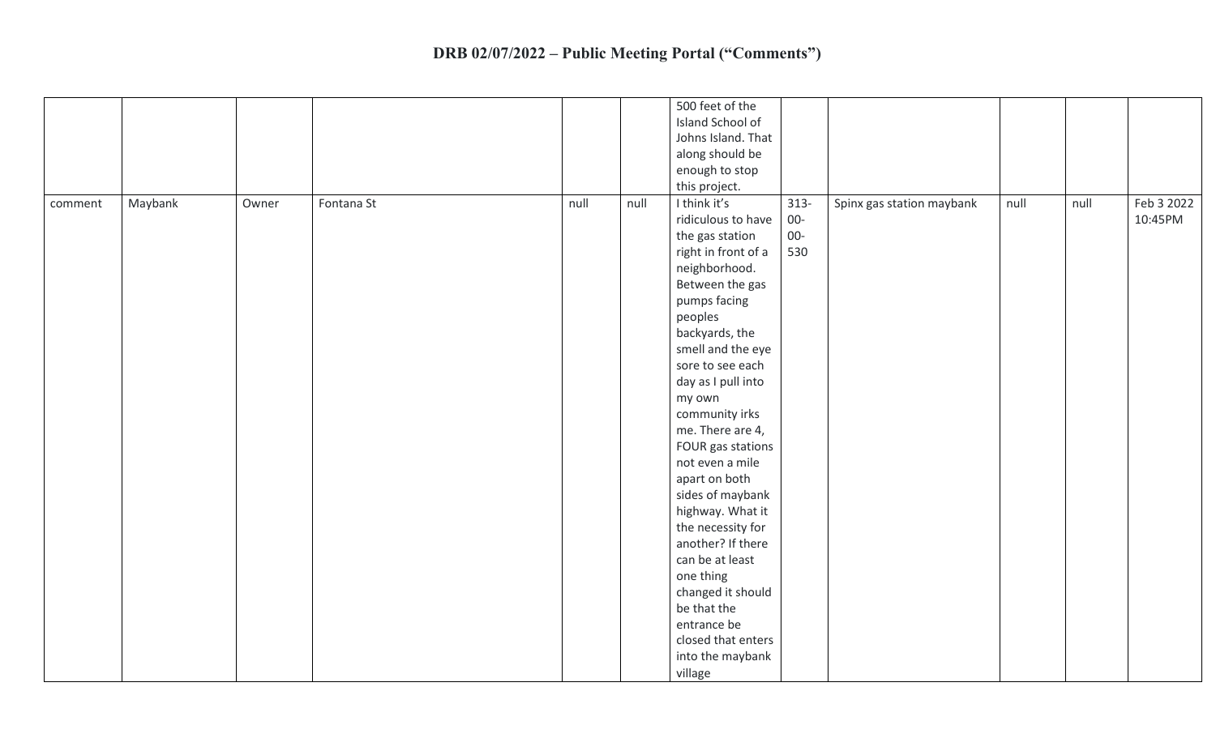# DRB 02/07/2022 – Public Meeting Portal ("Comments")

| | | | | | | | | | | | |
|---|---|---|---|---|---|---|---|---|---|---|---|
| | | | | | | 500 feet of the Island School of Johns Island. That along should be enough to stop this project. | | | | | |
| comment | Maybank | Owner | Fontana St | null | null | I think it's ridiculous to have the gas station right in front of a neighborhood. Between the gas pumps facing peoples backyards, the smell and the eye sore to see each day as I pull into my own community irks me. There are 4, FOUR gas stations not even a mile apart on both sides of maybank highway. What it the necessity for another? If there can be at least one thing changed it should be that the entrance be closed that enters into the maybank village | 313-00-00-530 | Spinx gas station maybank | null | null | Feb 3 2022 10:45PM |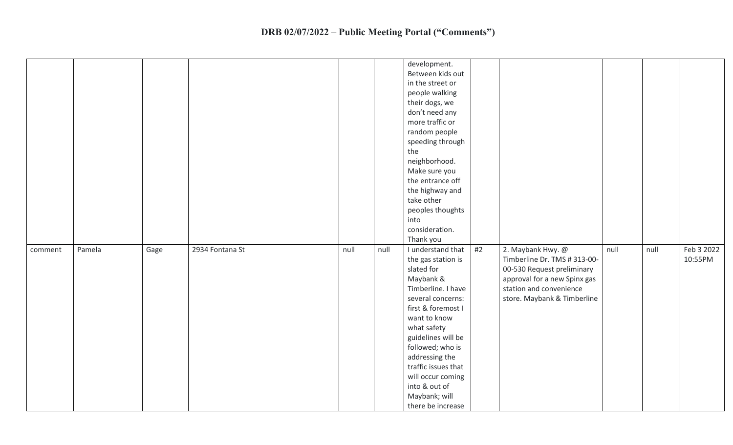# DRB 02/07/2022 – Public Meeting Portal ("Comments")

| | | | | | | | | | | | |
|---|---|---|---|---|---|---|---|---|---|---|---|
| | | | | | | development. Between kids out in the street or people walking their dogs, we don't need any more traffic or random people speeding through the neighborhood. Make sure you the entrance off the highway and take other peoples thoughts into consideration. Thank you | | | | | |
| comment | Pamela | Gage | 2934 Fontana St | null | null | I understand that the gas station is slated for Maybank & Timberline. I have several concerns: first & foremost I want to know what safety guidelines will be followed; who is addressing the traffic issues that will occur coming into & out of Maybank; will there be increase | #2 | 2. Maybank Hwy. @ Timberline Dr. TMS # 313-00-00-530 Request preliminary approval for a new Spinx gas station and convenience store. Maybank & Timberline | null | null | Feb 3 2022 10:55PM |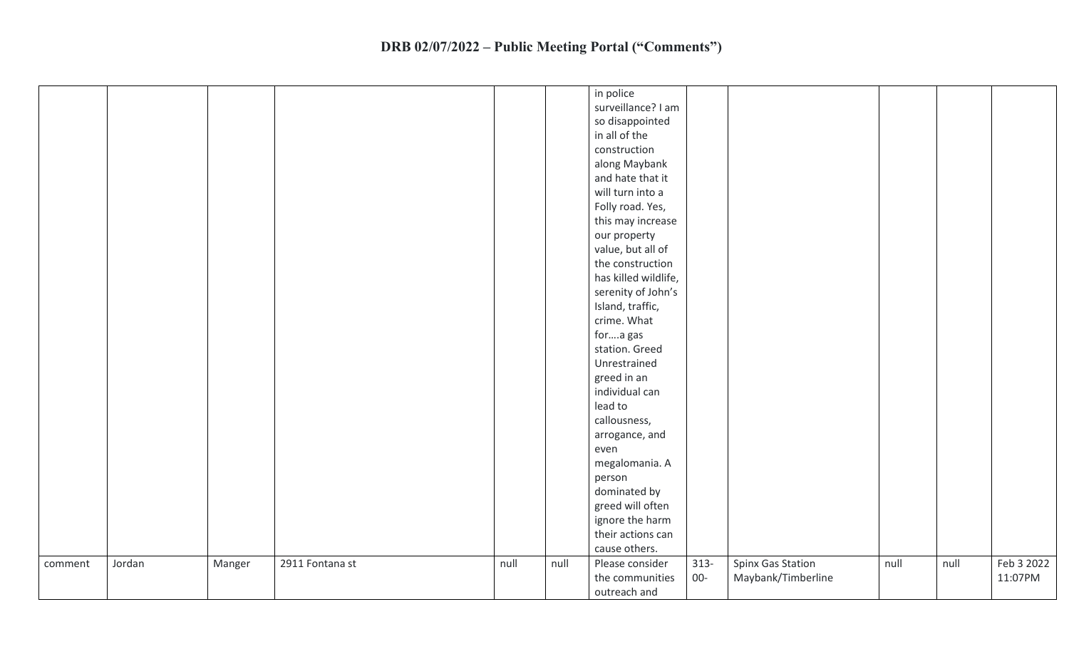# DRB 02/07/2022 – Public Meeting Portal ("Comments")

| | | | | | | | | | | | |
|---|---|---|---|---|---|---|---|---|---|---|---|
| | | | | | | in police surveillance? I am so disappointed in all of the construction along Maybank and hate that it will turn into a Folly road. Yes, this may increase our property value, but all of the construction has killed wildlife, serenity of John's Island, traffic, crime. What for….a gas station. Greed Unrestrained greed in an individual can lead to callousness, arrogance, and even megalomania. A person dominated by greed will often ignore the harm their actions can cause others. | | | | | |
| comment | Jordan | Manger | 2911 Fontana st | null | null | Please consider the communities outreach and | 313-00- | Spinx Gas Station Maybank/Timberline | null | null | Feb 3 2022 11:07PM |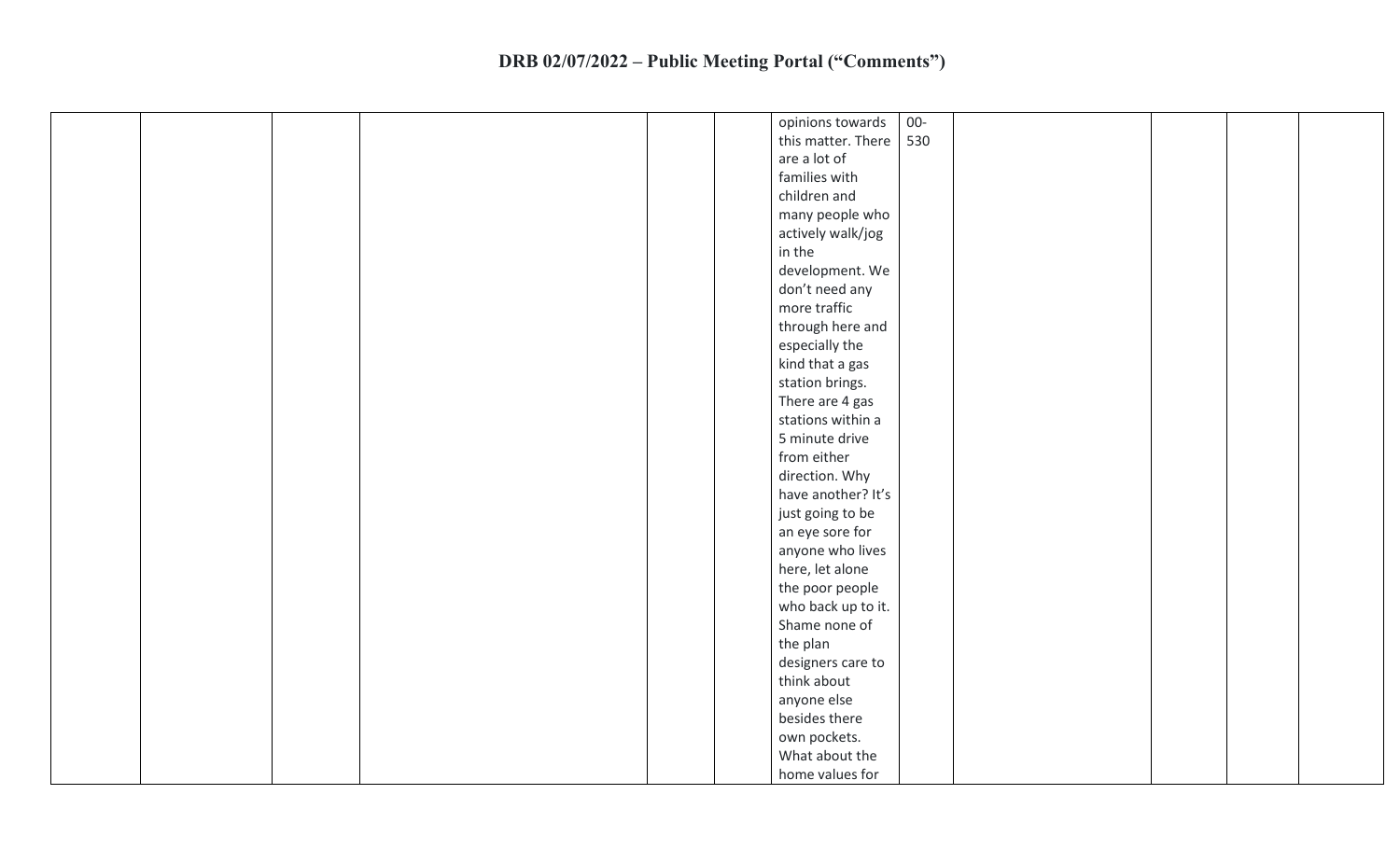| | | | | | | opinions towards this matter. There are a lot of families with children and many people who actively walk/jog in the development. We don't need any more traffic through here and especially the kind that a gas station brings. There are 4 gas stations within a 5 minute drive from either direction. Why have another? It's just going to be an eye sore for anyone who lives here, let alone the poor people who back up to it. Shame none of the plan designers care to think about anyone else besides there own pockets. What about the home values for | 00-530 | | | | |
|---|---|---|---|---|---|---|---|---|---|---|---|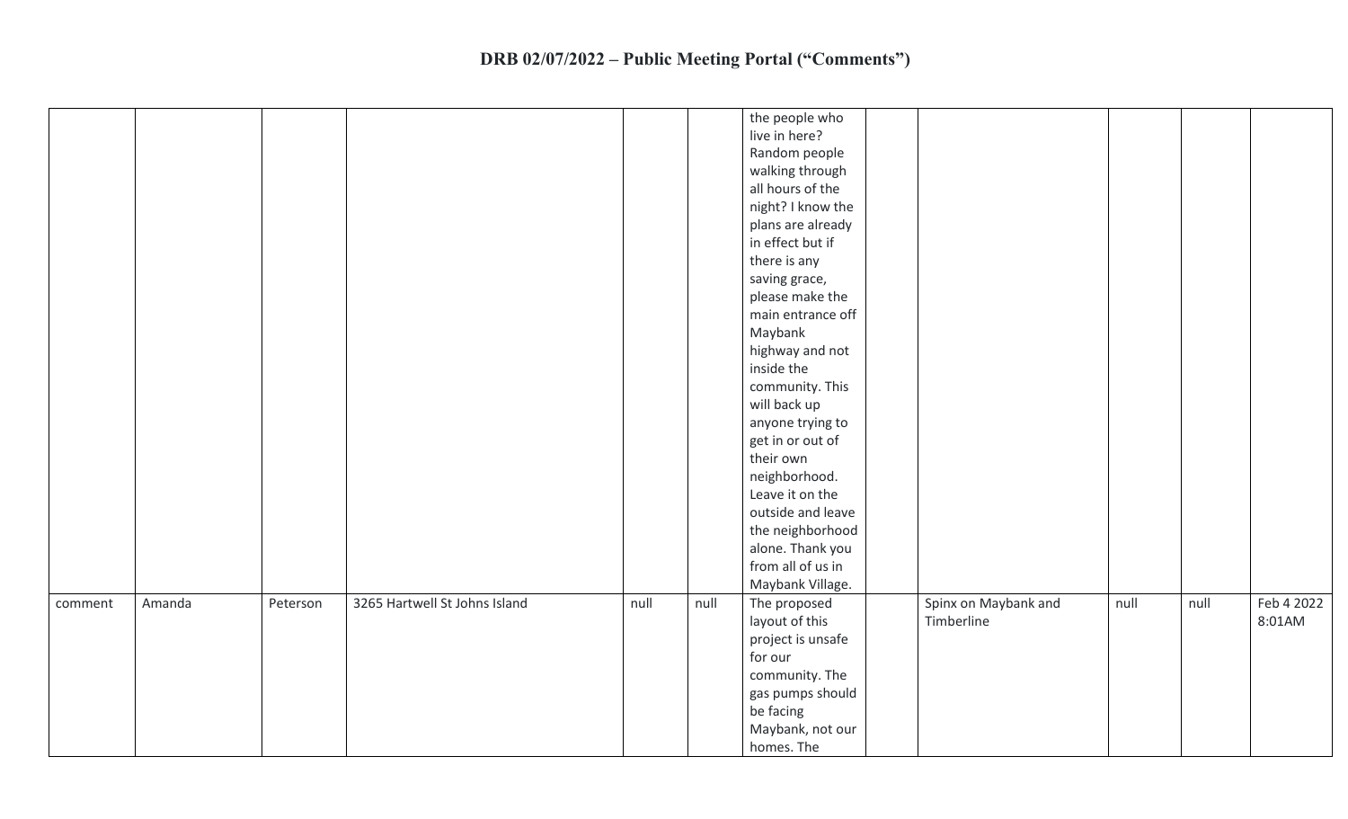# DRB 02/07/2022 – Public Meeting Portal ("Comments")

| | | | | | | | | | | | |
|---|---|---|---|---|---|---|---|---|---|---|---|
| | | | | | | the people who live in here? Random people walking through all hours of the night? I know the plans are already in effect but if there is any saving grace, please make the main entrance off Maybank highway and not inside the community. This will back up anyone trying to get in or out of their own neighborhood. Leave it on the outside and leave the neighborhood alone. Thank you from all of us in Maybank Village. | | | | | |
| comment | Amanda | Peterson | 3265 Hartwell St Johns Island | null | null | The proposed layout of this project is unsafe for our community. The gas pumps should be facing Maybank, not our homes. The | | Spinx on Maybank and Timberline | null | null | Feb 4 2022 8:01AM |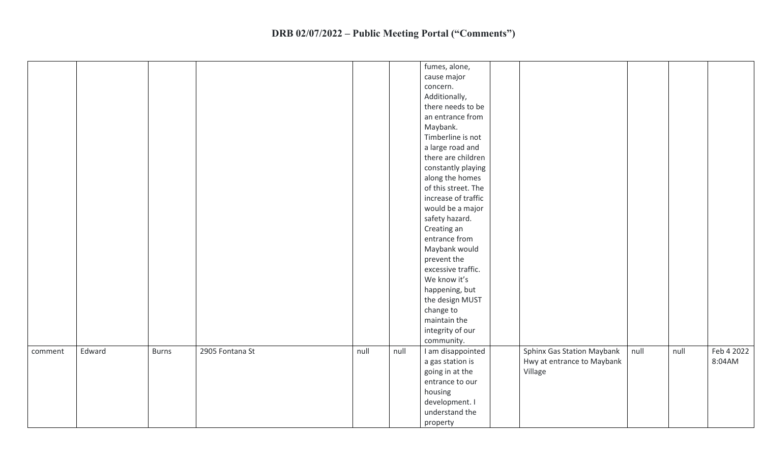# DRB 02/07/2022 – Public Meeting Portal ("Comments")

| | | | | | | | | | | | |
|---|---|---|---|---|---|---|---|---|---|---|---|
| | | | | | | fumes, alone, cause major concern. Additionally, there needs to be an entrance from Maybank. Timberline is not a large road and there are children constantly playing along the homes of this street. The increase of traffic would be a major safety hazard. Creating an entrance from Maybank would prevent the excessive traffic. We know it's happening, but the design MUST change to maintain the integrity of our community. | | | | | |
| comment | Edward | Burns | 2905 Fontana St | null | null | I am disappointed a gas station is going in at the entrance to our housing development. I understand the property | | Sphinx Gas Station Maybank Hwy at entrance to Maybank Village | null | null | Feb 4 2022 8:04AM |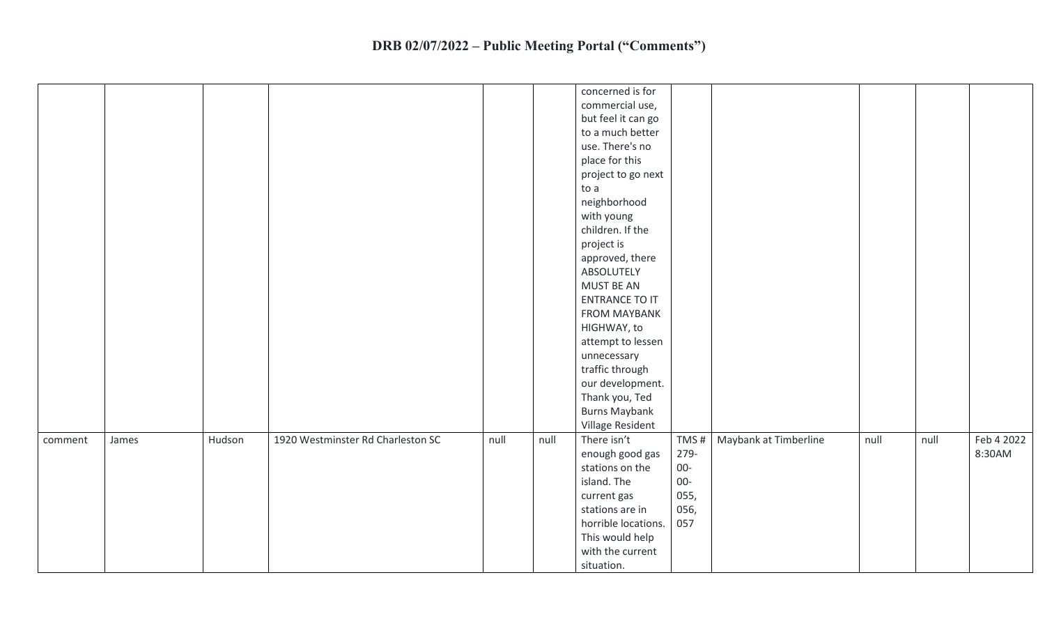# DRB 02/07/2022 – Public Meeting Portal ("Comments")

| | | | | | | | | | | | |
|---|---|---|---|---|---|---|---|---|---|---|---|
| | | | | | | concerned is for commercial use, but feel it can go to a much better use. There's no place for this project to go next to a neighborhood with young children. If the project is approved, there ABSOLUTELY MUST BE AN ENTRANCE TO IT FROM MAYBANK HIGHWAY, to attempt to lessen unnecessary traffic through our development. Thank you, Ted Burns Maybank Village Resident | | | | | |
| comment | James | Hudson | 1920 Westminster Rd Charleston SC | null | null | There isn't enough good gas stations on the island. The current gas stations are in horrible locations. This would help with the current situation. | TMS # 279-00-00-055, 056, 057 | Maybank at Timberline | null | null | Feb 4 2022 8:30AM |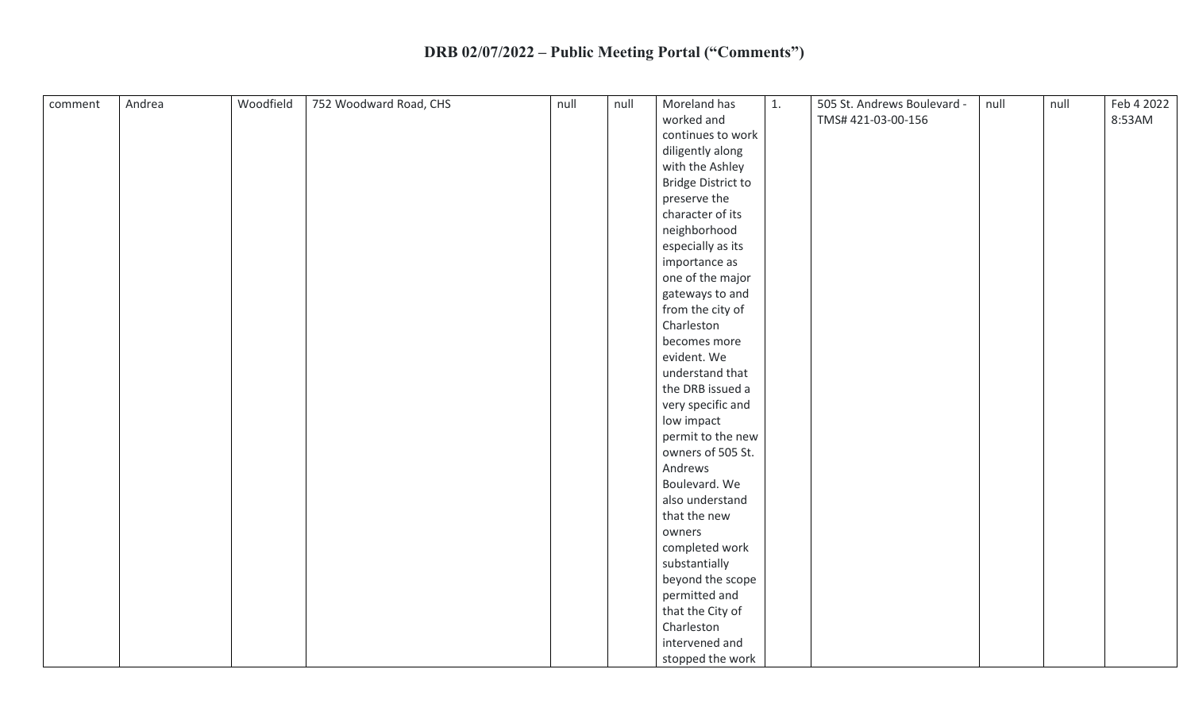# DRB 02/07/2022 – Public Meeting Portal ("Comments")

| | | | | | | | | | | | |
|---|---|---|---|---|---|---|---|---|---|---|---|
| comment | Andrea | Woodfield | 752 Woodward Road, CHS | null | null | Moreland has worked and continues to work diligently along with the Ashley Bridge District to preserve the character of its neighborhood especially as its importance as one of the major gateways to and from the city of Charleston becomes more evident. We understand that the DRB issued a very specific and low impact permit to the new owners of 505 St. Andrews Boulevard. We also understand that the new owners completed work substantially beyond the scope permitted and that the City of Charleston intervened and stopped the work | 1. | 505 St. Andrews Boulevard - TMS# 421-03-00-156 | null | null | Feb 4 2022 8:53AM |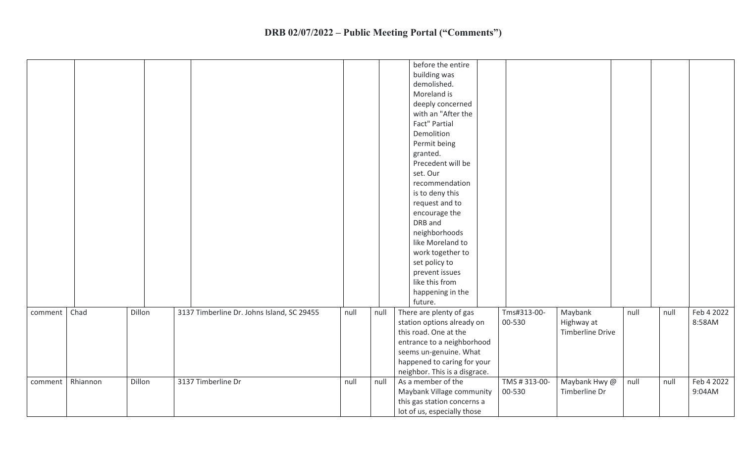# DRB 02/07/2022 – Public Meeting Portal ("Comments")

| | | | | | | | | | | | |
|---|---|---|---|---|---|---|---|---|---|---|---|
| | | | | | | before the entire building was demolished. Moreland is deeply concerned with an "After the Fact" Partial Demolition Permit being granted. Precedent will be set. Our recommendation is to deny this request and to encourage the DRB and neighborhoods like Moreland to work together to set policy to prevent issues like this from happening in the future. | | | | | |
| comment | Chad | Dillon | 3137 Timberline Dr. Johns Island, SC 29455 | null | null | There are plenty of gas station options already on this road. One at the entrance to a neighborhood seems un-genuine. What happened to caring for your neighbor. This is a disgrace. | Tms#313-00-00-530 | Maybank Highway at Timberline Drive | null | null | Feb 4 2022 8:58AM |
| comment | Rhiannon | Dillon | 3137 Timberline Dr | null | null | As a member of the Maybank Village community this gas station concerns a lot of us, especially those | TMS # 313-00-00-530 | Maybank Hwy @ Timberline Dr | null | null | Feb 4 2022 9:04AM |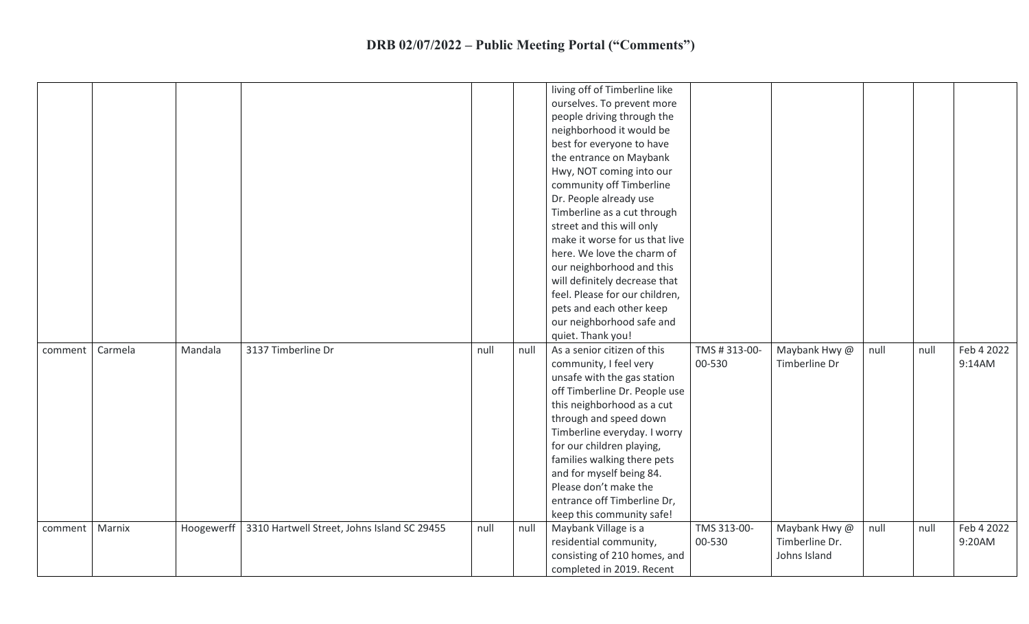# DRB 02/07/2022 – Public Meeting Portal ("Comments")

| | | | | | | | | | | | |
|---|---|---|---|---|---|---|---|---|---|---|---|
| | | | | | | living off of Timberline like ourselves. To prevent more people driving through the neighborhood it would be best for everyone to have the entrance on Maybank Hwy, NOT coming into our community off Timberline Dr. People already use Timberline as a cut through street and this will only make it worse for us that live here. We love the charm of our neighborhood and this will definitely decrease that feel. Please for our children, pets and each other keep our neighborhood safe and quiet. Thank you! | | | | | |
| comment | Carmela | Mandala | 3137 Timberline Dr | null | null | As a senior citizen of this community, I feel very unsafe with the gas station off Timberline Dr. People use this neighborhood as a cut through and speed down Timberline everyday. I worry for our children playing, families walking there pets and for myself being 84. Please don't make the entrance off Timberline Dr, keep this community safe! | TMS # 313-00-00-530 | Maybank Hwy @ Timberline Dr | null | null | Feb 4 2022 9:14AM |
| comment | Marnix | Hoogewerff | 3310 Hartwell Street, Johns Island SC 29455 | null | null | Maybank Village is a residential community, consisting of 210 homes, and completed in 2019. Recent | TMS 313-00-00-530 | Maybank Hwy @ Timberline Dr. Johns Island | null | null | Feb 4 2022 9:20AM |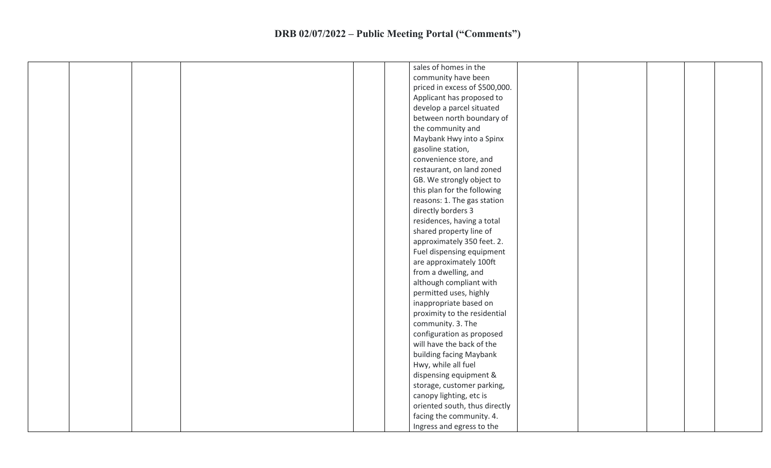# DRB 02/07/2022 – Public Meeting Portal ("Comments")

| | | | | | | | | | | | |
|---|---|---|---|---|---|---|---|---|---|---|---|
| | | | | | | sales of homes in the community have been priced in excess of $500,000. Applicant has proposed to develop a parcel situated between north boundary of the community and Maybank Hwy into a Spinx gasoline station, convenience store, and restaurant, on land zoned GB. We strongly object to this plan for the following reasons: 1. The gas station directly borders 3 residences, having a total shared property line of approximately 350 feet. 2. Fuel dispensing equipment are approximately 100ft from a dwelling, and although compliant with permitted uses, highly inappropriate based on proximity to the residential community. 3. The configuration as proposed will have the back of the building facing Maybank Hwy, while all fuel dispensing equipment & storage, customer parking, canopy lighting, etc is oriented south, thus directly facing the community. 4. Ingress and egress to the | | | | | |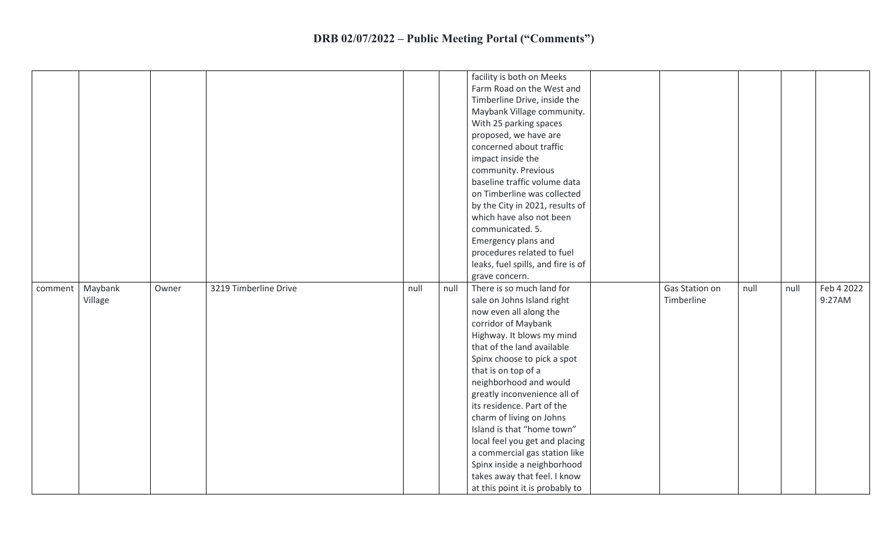# DRB 02/07/2022 – Public Meeting Portal ("Comments")

| | | | | | | | | | | | |
|---|---|---|---|---|---|---|---|---|---|---|---|
| | | | | | | facility is both on Meeks Farm Road on the West and Timberline Drive, inside the Maybank Village community. With 25 parking spaces proposed, we have are concerned about traffic impact inside the community. Previous baseline traffic volume data on Timberline was collected by the City in 2021, results of which have also not been communicated. 5. Emergency plans and procedures related to fuel leaks, fuel spills, and fire is of grave concern. | | | | | |
| comment | Maybank Village | Owner | 3219 Timberline Drive | null | null | There is so much land for sale on Johns Island right now even all along the corridor of Maybank Highway. It blows my mind that of the land available Spinx choose to pick a spot that is on top of a neighborhood and would greatly inconvenience all of its residence. Part of the charm of living on Johns Island is that "home town" local feel you get and placing a commercial gas station like Spinx inside a neighborhood takes away that feel. I know at this point it is probably to | | Gas Station on Timberline | null | null | Feb 4 2022 9:27AM |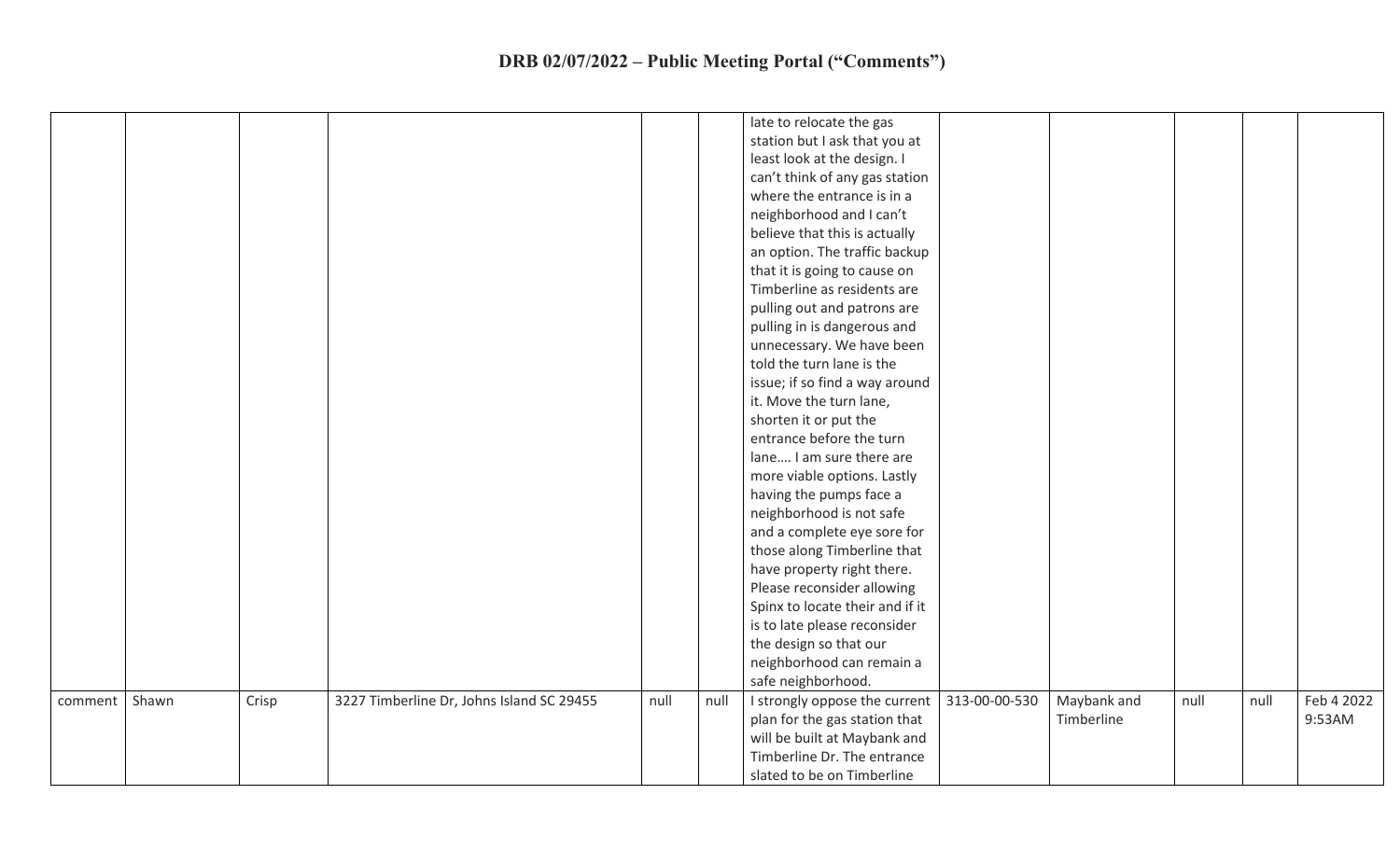# DRB 02/07/2022 – Public Meeting Portal ("Comments")

| | | | | | | | | | | | |
|---|---|---|---|---|---|---|---|---|---|---|---|
| | | | | | | late to relocate the gas station but I ask that you at least look at the design. I can't think of any gas station where the entrance is in a neighborhood and I can't believe that this is actually an option. The traffic backup that it is going to cause on Timberline as residents are pulling out and patrons are pulling in is dangerous and unnecessary. We have been told the turn lane is the issue; if so find a way around it. Move the turn lane, shorten it or put the entrance before the turn lane…. I am sure there are more viable options. Lastly having the pumps face a neighborhood is not safe and a complete eye sore for those along Timberline that have property right there. Please reconsider allowing Spinx to locate their and if it is to late please reconsider the design so that our neighborhood can remain a safe neighborhood. | | | | | |
| comment | Shawn | Crisp | 3227 Timberline Dr, Johns Island SC 29455 | null | null | I strongly oppose the current plan for the gas station that will be built at Maybank and Timberline Dr. The entrance slated to be on Timberline | 313-00-00-530 | Maybank and Timberline | null | null | Feb 4 2022 9:53AM |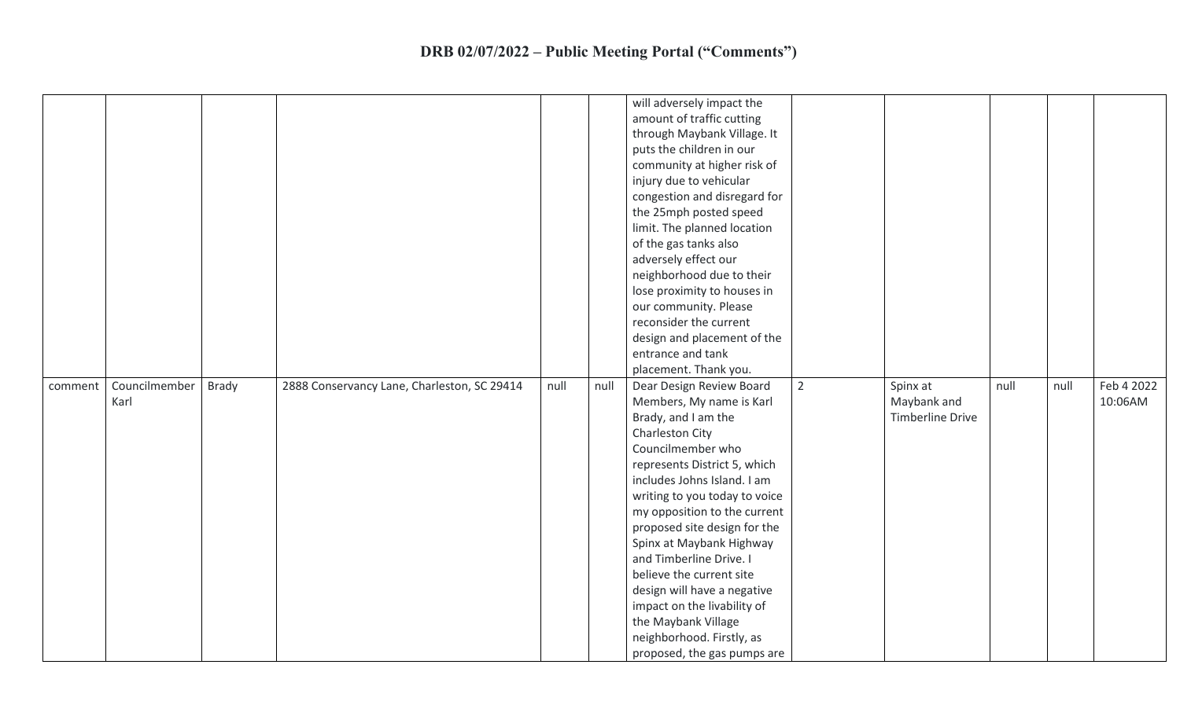# DRB 02/07/2022 – Public Meeting Portal ("Comments")

| | | | | | | | | | | | |
|---|---|---|---|---|---|---|---|---|---|---|---|
| | | | | | | will adversely impact the amount of traffic cutting through Maybank Village. It puts the children in our community at higher risk of injury due to vehicular congestion and disregard for the 25mph posted speed limit. The planned location of the gas tanks also adversely effect our neighborhood due to their lose proximity to houses in our community. Please reconsider the current design and placement of the entrance and tank placement. Thank you. | | | | | |
| comment | Councilmember Karl | Brady | 2888 Conservancy Lane, Charleston, SC 29414 | null | null | Dear Design Review Board Members, My name is Karl Brady, and I am the Charleston City Councilmember who represents District 5, which includes Johns Island. I am writing to you today to voice my opposition to the current proposed site design for the Spinx at Maybank Highway and Timberline Drive. I believe the current site design will have a negative impact on the livability of the Maybank Village neighborhood. Firstly, as proposed, the gas pumps are | 2 | Spinx at Maybank and Timberline Drive | null | null | Feb 4 2022 10:06AM |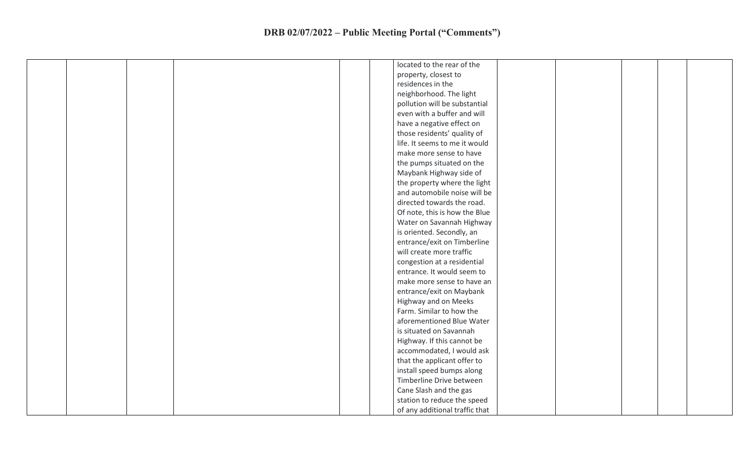| | | | | | | | | | | | |
|---|---|---|---|---|---|---|---|---|---|---|---|
| | | | | | | located to the rear of the property, closest to residences in the neighborhood. The light pollution will be substantial even with a buffer and will have a negative effect on those residents' quality of life. It seems to me it would make more sense to have the pumps situated on the Maybank Highway side of the property where the light and automobile noise will be directed towards the road. Of note, this is how the Blue Water on Savannah Highway is oriented. Secondly, an entrance/exit on Timberline will create more traffic congestion at a residential entrance. It would seem to make more sense to have an entrance/exit on Maybank Highway and on Meeks Farm. Similar to how the aforementioned Blue Water is situated on Savannah Highway. If this cannot be accommodated, I would ask that the applicant offer to install speed bumps along Timberline Drive between Cane Slash and the gas station to reduce the speed of any additional traffic that | | | | | |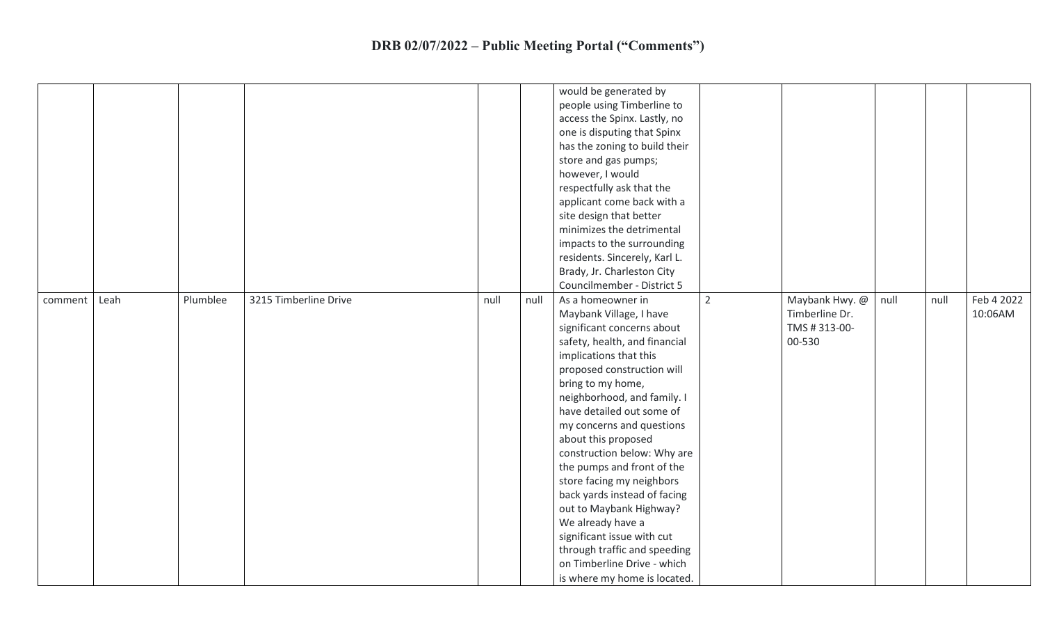# DRB 02/07/2022 – Public Meeting Portal ("Comments")

| | | | | | | | | | | | |
|---|---|---|---|---|---|---|---|---|---|---|---|
| | | | | | | would be generated by people using Timberline to access the Spinx. Lastly, no one is disputing that Spinx has the zoning to build their store and gas pumps; however, I would respectfully ask that the applicant come back with a site design that better minimizes the detrimental impacts to the surrounding residents. Sincerely, Karl L. Brady, Jr. Charleston City Councilmember - District 5 | | | | | |
| comment | Leah | Plumblee | 3215 Timberline Drive | null | null | As a homeowner in Maybank Village, I have significant concerns about safety, health, and financial implications that this proposed construction will bring to my home, neighborhood, and family. I have detailed out some of my concerns and questions about this proposed construction below: Why are the pumps and front of the store facing my neighbors back yards instead of facing out to Maybank Highway? We already have a significant issue with cut through traffic and speeding on Timberline Drive - which is where my home is located. | 2 | Maybank Hwy. @ Timberline Dr. TMS # 313-00-00-530 | null | null | Feb 4 2022 10:06AM |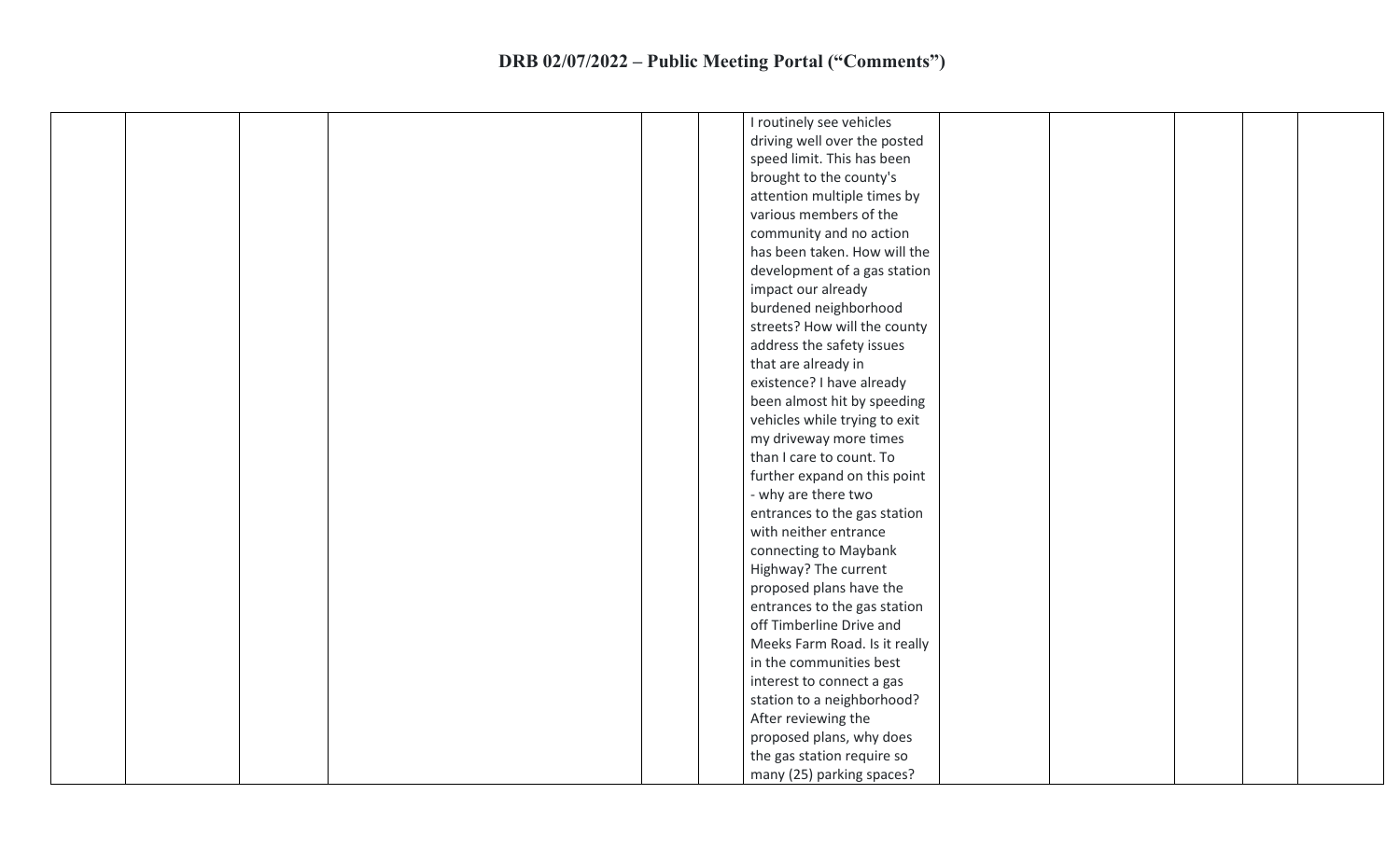# DRB 02/07/2022 – Public Meeting Portal ("Comments")

| | | | | | | | | | | | |
|---|---|---|---|---|---|---|---|---|---|---|---|
| | | | | | | I routinely see vehicles driving well over the posted speed limit. This has been brought to the county's attention multiple times by various members of the community and no action has been taken. How will the development of a gas station impact our already burdened neighborhood streets? How will the county address the safety issues that are already in existence? I have already been almost hit by speeding vehicles while trying to exit my driveway more times than I care to count. To further expand on this point - why are there two entrances to the gas station with neither entrance connecting to Maybank Highway? The current proposed plans have the entrances to the gas station off Timberline Drive and Meeks Farm Road. Is it really in the communities best interest to connect a gas station to a neighborhood? After reviewing the proposed plans, why does the gas station require so many (25) parking spaces? | | | | | |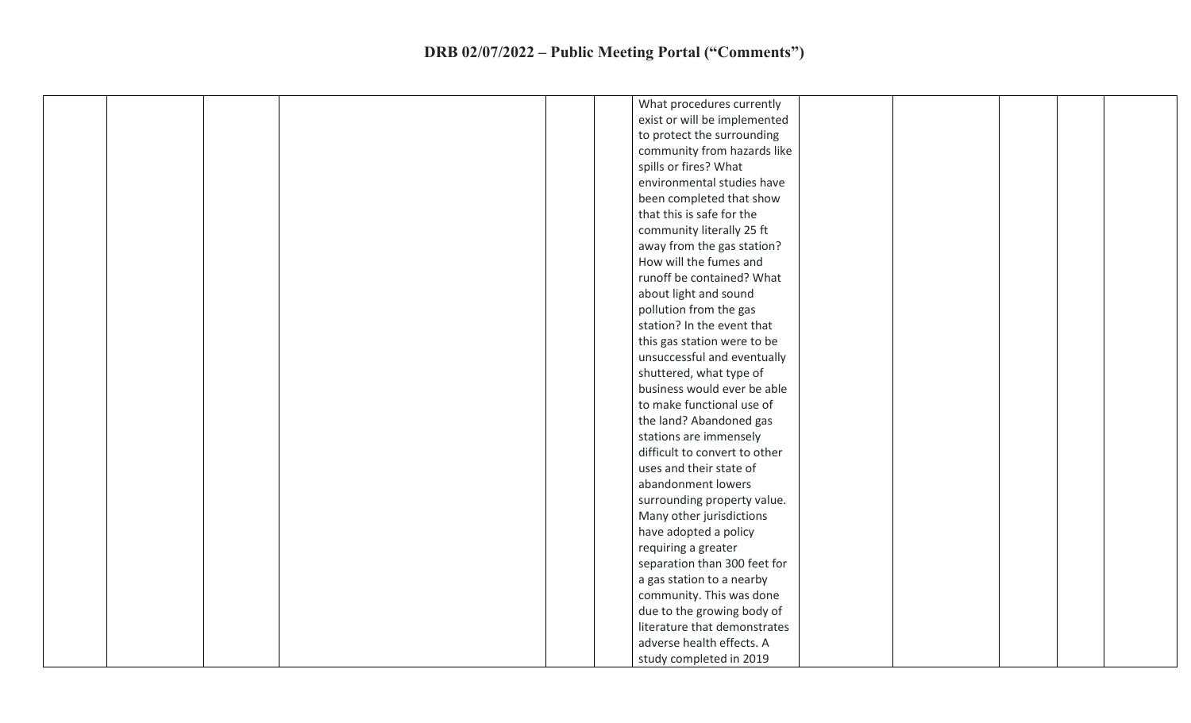| | | | | | | | | | | | |
|---|---|---|---|---|---|---|---|---|---|---|---|
| | | | | | | What procedures currently exist or will be implemented to protect the surrounding community from hazards like spills or fires? What environmental studies have been completed that show that this is safe for the community literally 25 ft away from the gas station? How will the fumes and runoff be contained? What about light and sound pollution from the gas station? In the event that this gas station were to be unsuccessful and eventually shuttered, what type of business would ever be able to make functional use of the land? Abandoned gas stations are immensely difficult to convert to other uses and their state of abandonment lowers surrounding property value. Many other jurisdictions have adopted a policy requiring a greater separation than 300 feet for a gas station to a nearby community. This was done due to the growing body of literature that demonstrates adverse health effects. A study completed in 2019 | | | | | |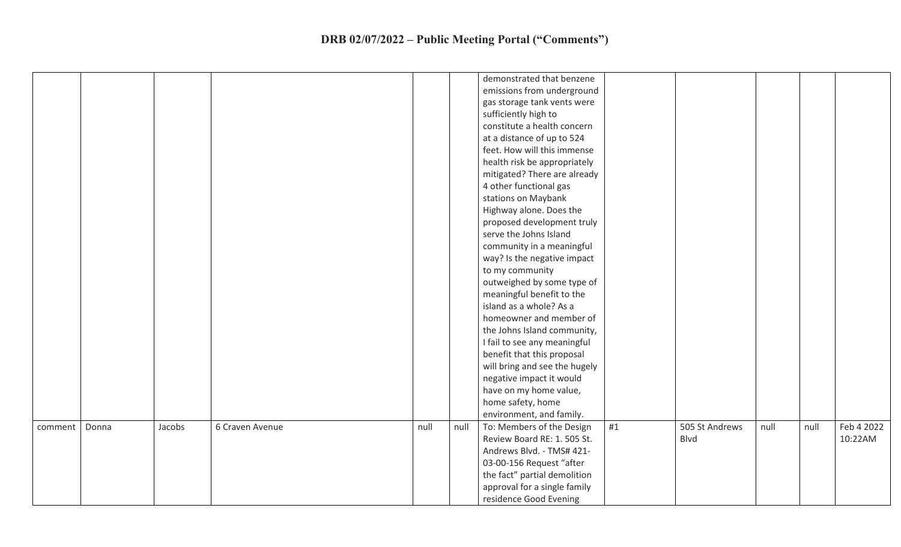# DRB 02/07/2022 – Public Meeting Portal ("Comments")

| | | | | | | | | | | | |
|---|---|---|---|---|---|---|---|---|---|---|---|
| | | | | | | demonstrated that benzene emissions from underground gas storage tank vents were sufficiently high to constitute a health concern at a distance of up to 524 feet. How will this immense health risk be appropriately mitigated? There are already 4 other functional gas stations on Maybank Highway alone. Does the proposed development truly serve the Johns Island community in a meaningful way? Is the negative impact to my community outweighed by some type of meaningful benefit to the island as a whole? As a homeowner and member of the Johns Island community, I fail to see any meaningful benefit that this proposal will bring and see the hugely negative impact it would have on my home value, home safety, home environment, and family. | | | | | |
| comment | Donna | Jacobs | 6 Craven Avenue | null | null | To: Members of the Design Review Board RE: 1. 505 St. Andrews Blvd. - TMS# 421-03-00-156 Request "after the fact" partial demolition approval for a single family residence Good Evening | #1 | 505 St Andrews Blvd | null | null | Feb 4 2022 10:22AM |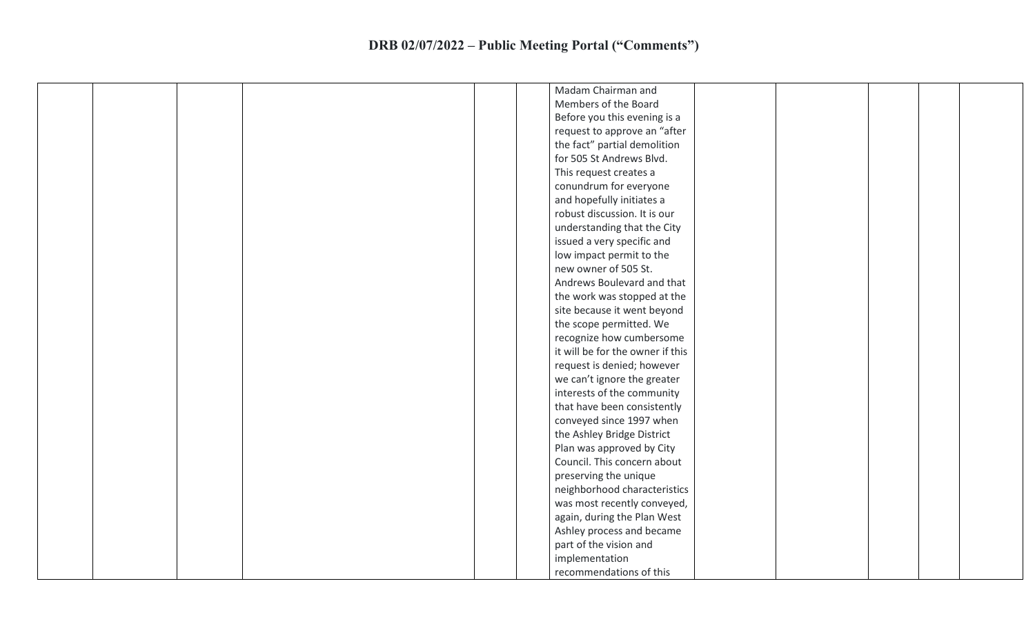# DRB 02/07/2022 – Public Meeting Portal ("Comments")

| | | | | | | | | | | | |
|---|---|---|---|---|---|---|---|---|---|---|---|
| | | | | | | Madam Chairman and Members of the Board Before you this evening is a request to approve an "after the fact" partial demolition for 505 St Andrews Blvd. This request creates a conundrum for everyone and hopefully initiates a robust discussion. It is our understanding that the City issued a very specific and low impact permit to the new owner of 505 St. Andrews Boulevard and that the work was stopped at the site because it went beyond the scope permitted. We recognize how cumbersome it will be for the owner if this request is denied; however we can't ignore the greater interests of the community that have been consistently conveyed since 1997 when the Ashley Bridge District Plan was approved by City Council. This concern about preserving the unique neighborhood characteristics was most recently conveyed, again, during the Plan West Ashley process and became part of the vision and implementation recommendations of this | | | | | |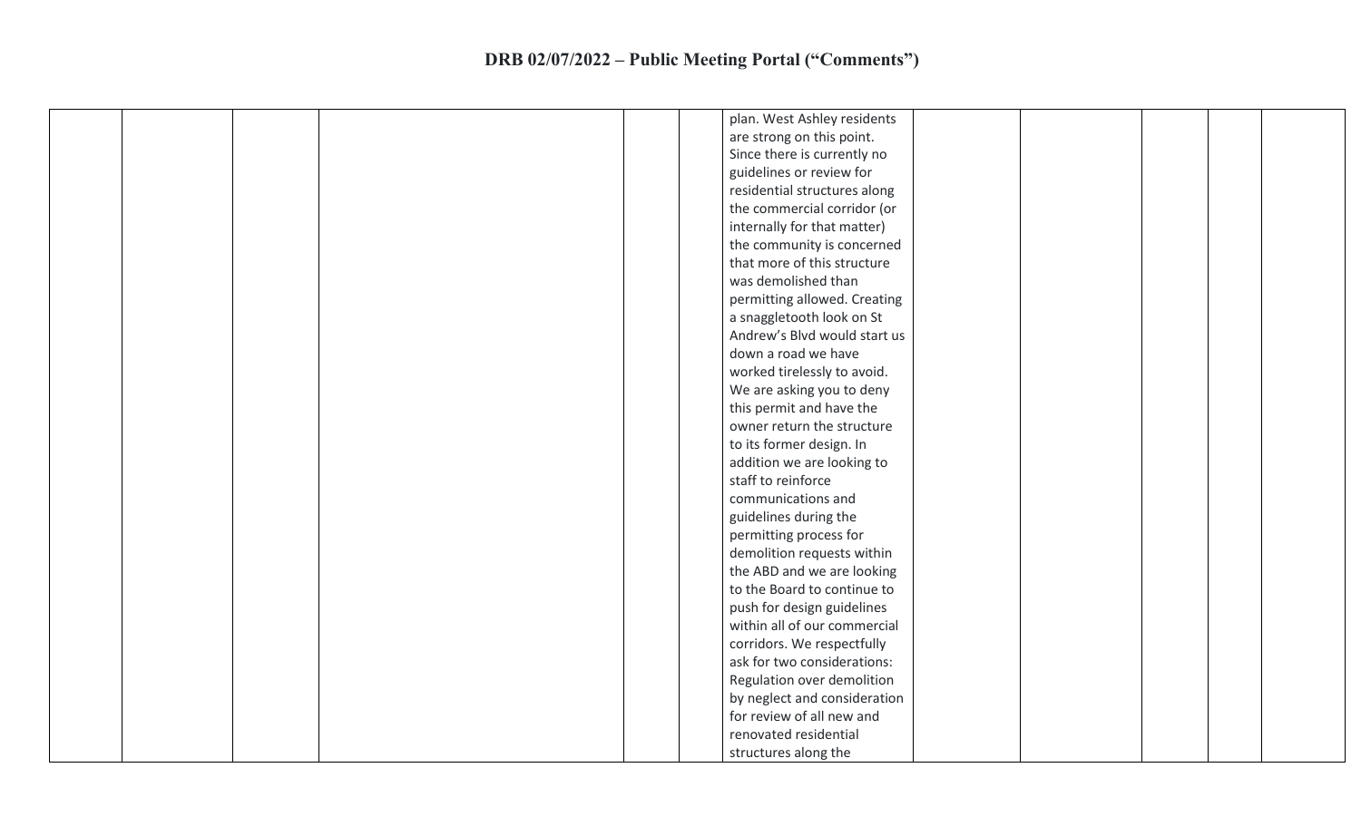# DRB 02/07/2022 – Public Meeting Portal ("Comments")

| | | | | | | | | | | | |
|---|---|---|---|---|---|---|---|---|---|---|---|
| | | | | | | plan. West Ashley residents are strong on this point. Since there is currently no guidelines or review for residential structures along the commercial corridor (or internally for that matter) the community is concerned that more of this structure was demolished than permitting allowed. Creating a snaggletooth look on St Andrew's Blvd would start us down a road we have worked tirelessly to avoid. We are asking you to deny this permit and have the owner return the structure to its former design. In addition we are looking to staff to reinforce communications and guidelines during the permitting process for demolition requests within the ABD and we are looking to the Board to continue to push for design guidelines within all of our commercial corridors. We respectfully ask for two considerations: Regulation over demolition by neglect and consideration for review of all new and renovated residential structures along the | | | | | |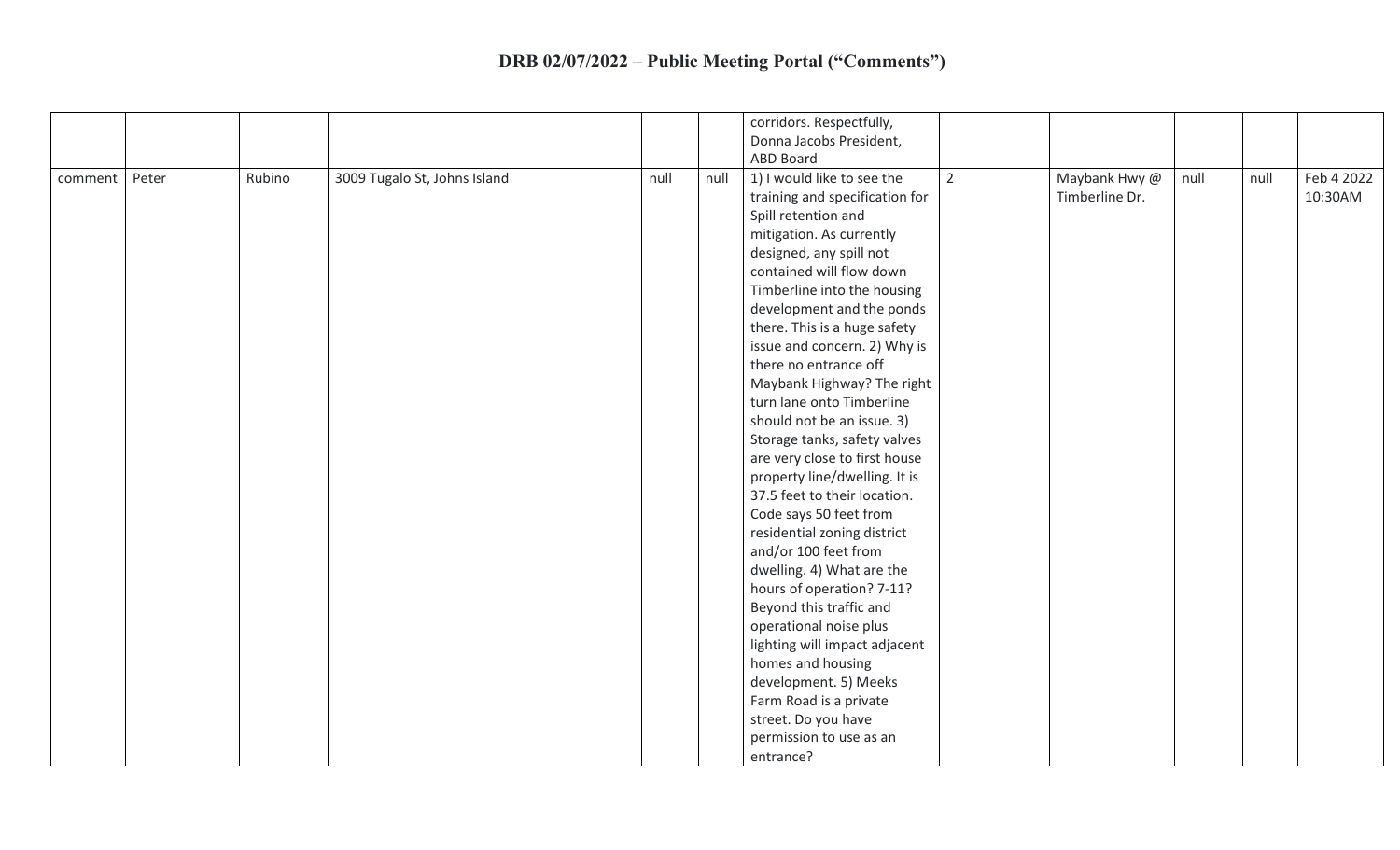# DRB 02/07/2022 – Public Meeting Portal ("Comments")

| | | | | | | | | | | | |
|---|---|---|---|---|---|---|---|---|---|---|---|
| | | | | | | corridors. Respectfully, Donna Jacobs President, ABD Board | | | | | |
| comment | Peter | Rubino | 3009 Tugalo St, Johns Island | null | null | 1) I would like to see the training and specification for Spill retention and mitigation. As currently designed, any spill not contained will flow down Timberline into the housing development and the ponds there. This is a huge safety issue and concern. 2) Why is there no entrance off Maybank Highway? The right turn lane onto Timberline should not be an issue. 3) Storage tanks, safety valves are very close to first house property line/dwelling. It is 37.5 feet to their location. Code says 50 feet from residential zoning district and/or 100 feet from dwelling. 4) What are the hours of operation? 7-11? Beyond this traffic and operational noise plus lighting will impact adjacent homes and housing development. 5) Meeks Farm Road is a private street. Do you have permission to use as an entrance? | 2 | Maybank Hwy @ Timberline Dr. | null | null | Feb 4 2022 10:30AM |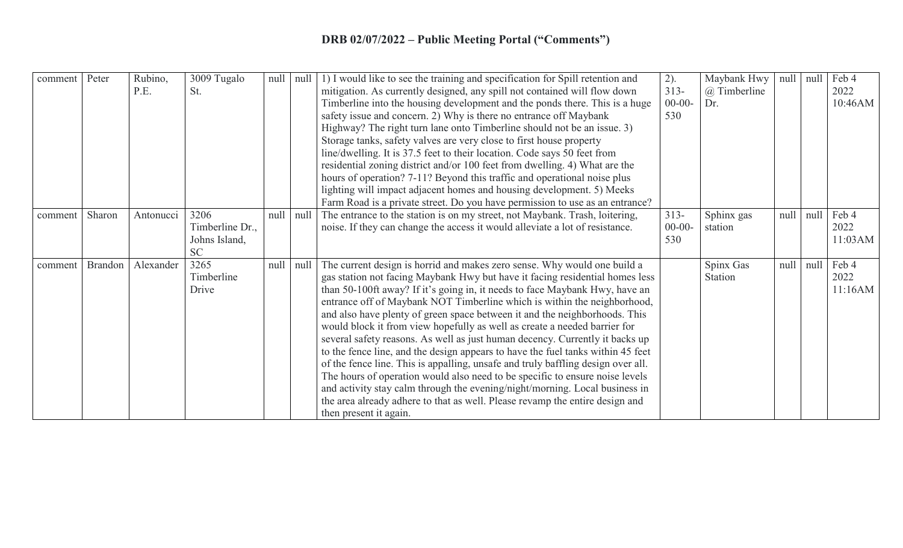# DRB 02/07/2022 – Public Meeting Portal ("Comments")

| | | | | | | | | | | | |
|---|---|---|---|---|---|---|---|---|---|---|---|
| comment | Peter | Rubino, P.E. | 3009 Tugalo St. | null | null | 1) I would like to see the training and specification for Spill retention and mitigation. As currently designed, any spill not contained will flow down Timberline into the housing development and the ponds there. This is a huge safety issue and concern. 2) Why is there no entrance off Maybank Highway? The right turn lane onto Timberline should not be an issue. 3) Storage tanks, safety valves are very close to first house property line/dwelling. It is 37.5 feet to their location. Code says 50 feet from residential zoning district and/or 100 feet from dwelling. 4) What are the hours of operation? 7-11? Beyond this traffic and operational noise plus lighting will impact adjacent homes and housing development. 5) Meeks Farm Road is a private street. Do you have permission to use as an entrance? | 2). 313-00-00-530 | Maybank Hwy @ Timberline Dr. | null | null | Feb 4 2022 10:46AM |
| comment | Sharon | Antonucci | 3206 Timberline Dr., Johns Island, SC | null | null | The entrance to the station is on my street, not Maybank. Trash, loitering, noise. If they can change the access it would alleviate a lot of resistance. | 313-00-00-530 | Sphinx gas station | null | null | Feb 4 2022 11:03AM |
| comment | Brandon | Alexander | 3265 Timberline Drive | null | null | The current design is horrid and makes zero sense. Why would one build a gas station not facing Maybank Hwy but have it facing residential homes less than 50-100ft away? If it's going in, it needs to face Maybank Hwy, have an entrance off of Maybank NOT Timberline which is within the neighborhood, and also have plenty of green space between it and the neighborhoods. This would block it from view hopefully as well as create a needed barrier for several safety reasons. As well as just human decency. Currently it backs up to the fence line, and the design appears to have the fuel tanks within 45 feet of the fence line. This is appalling, unsafe and truly baffling design over all. The hours of operation would also need to be specific to ensure noise levels and activity stay calm through the evening/night/morning. Local business in the area already adhere to that as well. Please revamp the entire design and then present it again. | | Spinx Gas Station | null | null | Feb 4 2022 11:16AM |